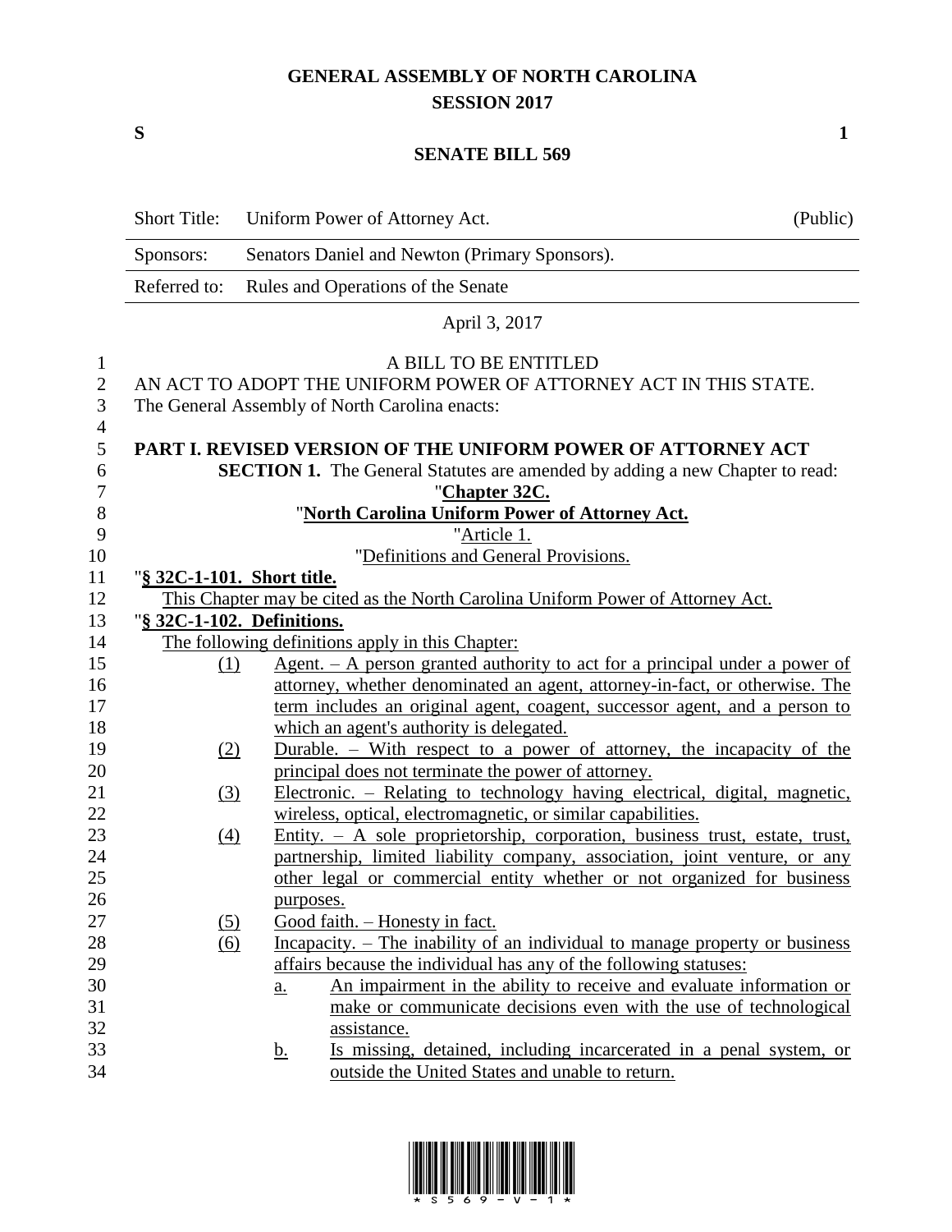# GENERAL ASSEMBLY OF NORTH CAROLINA
## SESSION 2017

**S** **1**

## SENATE BILL 569

| Short Title: | Uniform Power of Attorney Act. | (Public) |
|---|---|---|
| Sponsors: | Senators Daniel and Newton (Primary Sponsors). | |
| Referred to: | Rules and Operations of the Senate | |

April 3, 2017

A BILL TO BE ENTITLED

AN ACT TO ADOPT THE UNIFORM POWER OF ATTORNEY ACT IN THIS STATE.

The General Assembly of North Carolina enacts:

**PART I. REVISED VERSION OF THE UNIFORM POWER OF ATTORNEY ACT**

**SECTION 1.** The General Statutes are amended by adding a new Chapter to read:

"**Chapter 32C.**

"**North Carolina Uniform Power of Attorney Act.**

"Article 1.

"Definitions and General Provisions.

"**§ 32C-1-101. Short title.**

This Chapter may be cited as the North Carolina Uniform Power of Attorney Act.

"**§ 32C-1-102. Definitions.**

The following definitions apply in this Chapter:

(1) Agent. – A person granted authority to act for a principal under a power of attorney, whether denominated an agent, attorney-in-fact, or otherwise. The term includes an original agent, coagent, successor agent, and a person to which an agent's authority is delegated.

(2) Durable. – With respect to a power of attorney, the incapacity of the principal does not terminate the power of attorney.

(3) Electronic. – Relating to technology having electrical, digital, magnetic, wireless, optical, electromagnetic, or similar capabilities.

(4) Entity. – A sole proprietorship, corporation, business trust, estate, trust, partnership, limited liability company, association, joint venture, or any other legal or commercial entity whether or not organized for business purposes.

(5) Good faith. – Honesty in fact.

(6) Incapacity. – The inability of an individual to manage property or business affairs because the individual has any of the following statuses:

a. An impairment in the ability to receive and evaluate information or make or communicate decisions even with the use of technological assistance.

b. Is missing, detained, including incarcerated in a penal system, or outside the United States and unable to return.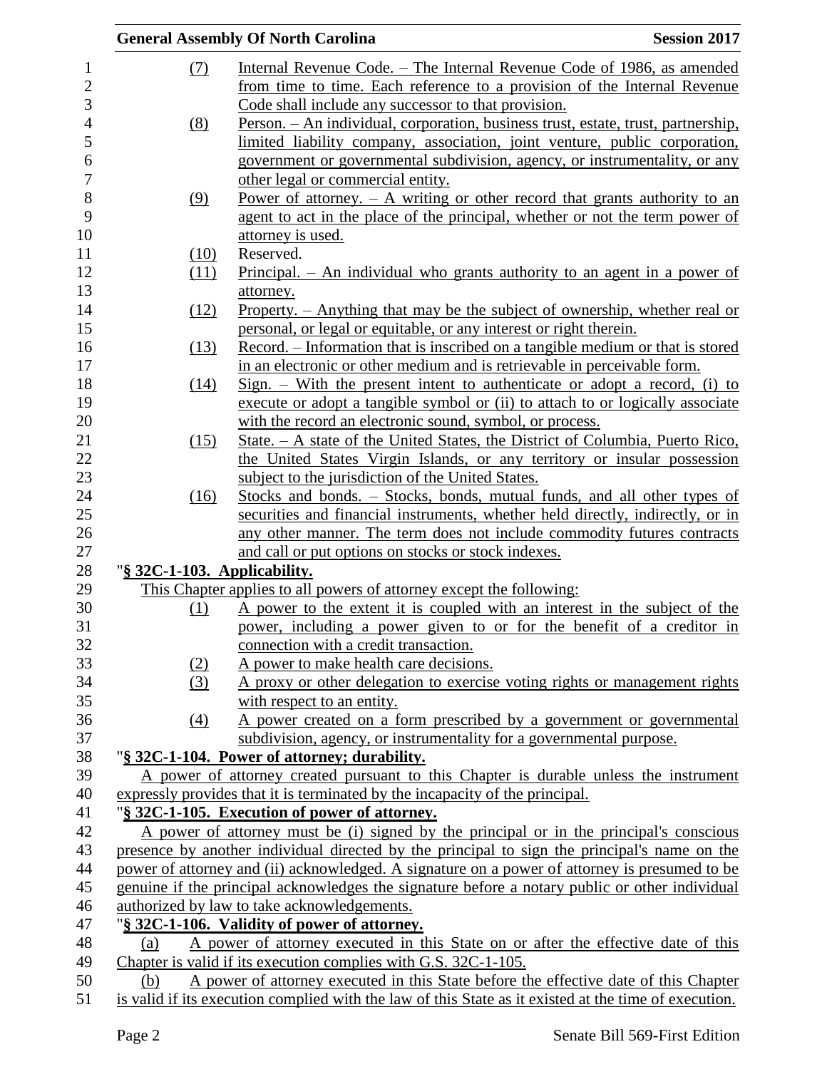(7) Internal Revenue Code. – The Internal Revenue Code of 1986, as amended from time to time. Each reference to a provision of the Internal Revenue Code shall include any successor to that provision.

(8) Person. – An individual, corporation, business trust, estate, trust, partnership, limited liability company, association, joint venture, public corporation, government or governmental subdivision, agency, or instrumentality, or any other legal or commercial entity.

(9) Power of attorney. – A writing or other record that grants authority to an agent to act in the place of the principal, whether or not the term power of attorney is used.

(10) Reserved.

(11) Principal. – An individual who grants authority to an agent in a power of attorney.

(12) Property. – Anything that may be the subject of ownership, whether real or personal, or legal or equitable, or any interest or right therein.

(13) Record. – Information that is inscribed on a tangible medium or that is stored in an electronic or other medium and is retrievable in perceivable form.

(14) Sign. – With the present intent to authenticate or adopt a record, (i) to execute or adopt a tangible symbol or (ii) to attach to or logically associate with the record an electronic sound, symbol, or process.

(15) State. – A state of the United States, the District of Columbia, Puerto Rico, the United States Virgin Islands, or any territory or insular possession subject to the jurisdiction of the United States.

(16) Stocks and bonds. – Stocks, bonds, mutual funds, and all other types of securities and financial instruments, whether held directly, indirectly, or in any other manner. The term does not include commodity futures contracts and call or put options on stocks or stock indexes.

"**§ 32C-1-103. Applicability.**

This Chapter applies to all powers of attorney except the following:

(1) A power to the extent it is coupled with an interest in the subject of the power, including a power given to or for the benefit of a creditor in connection with a credit transaction.

(2) A power to make health care decisions.

(3) A proxy or other delegation to exercise voting rights or management rights with respect to an entity.

(4) A power created on a form prescribed by a government or governmental subdivision, agency, or instrumentality for a governmental purpose.

"**§ 32C-1-104. Power of attorney; durability.**

A power of attorney created pursuant to this Chapter is durable unless the instrument expressly provides that it is terminated by the incapacity of the principal.

"**§ 32C-1-105. Execution of power of attorney.**

A power of attorney must be (i) signed by the principal or in the principal's conscious presence by another individual directed by the principal to sign the principal's name on the power of attorney and (ii) acknowledged. A signature on a power of attorney is presumed to be genuine if the principal acknowledges the signature before a notary public or other individual authorized by law to take acknowledgements.

"**§ 32C-1-106. Validity of power of attorney.**

(a) A power of attorney executed in this State on or after the effective date of this Chapter is valid if its execution complies with G.S. 32C-1-105.

(b) A power of attorney executed in this State before the effective date of this Chapter is valid if its execution complied with the law of this State as it existed at the time of execution.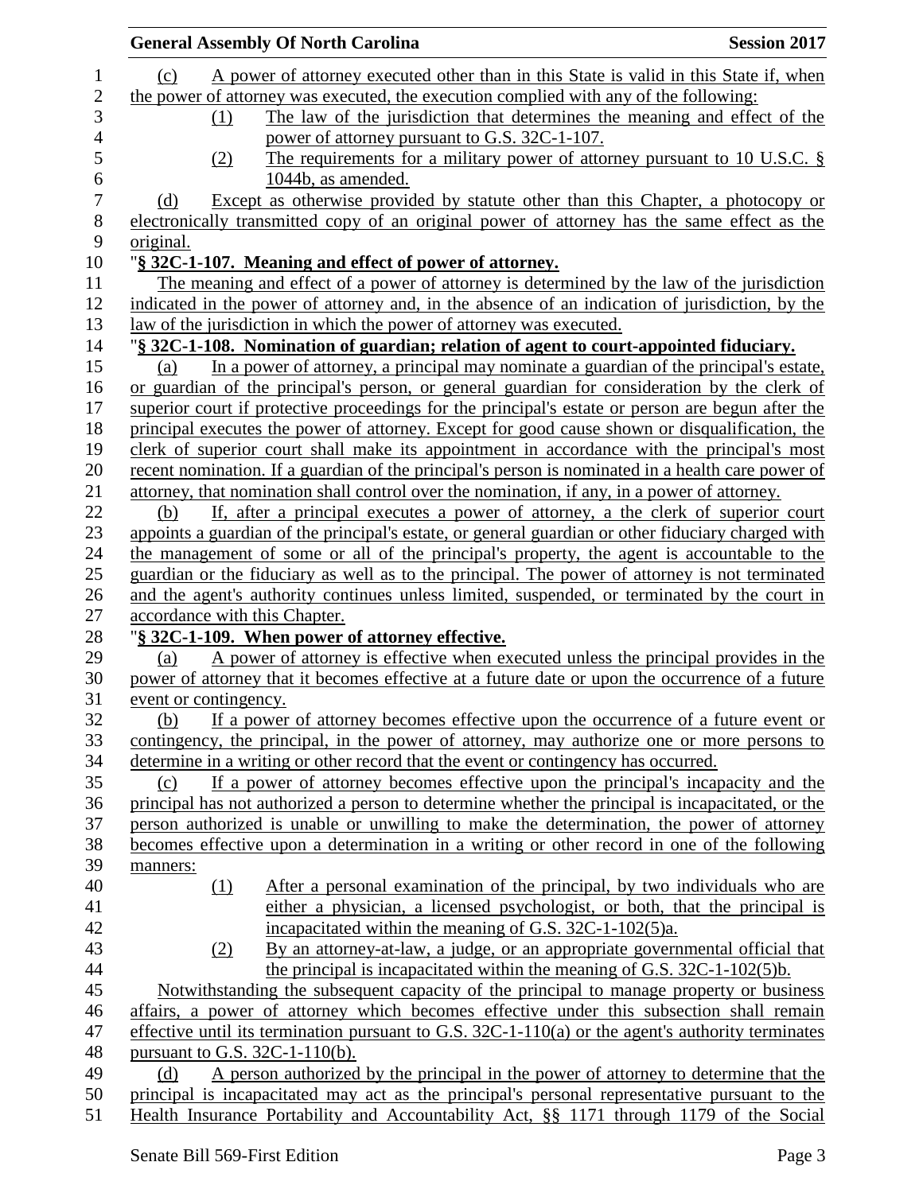(c) A power of attorney executed other than in this State is valid in this State if, when the power of attorney was executed, the execution complied with any of the following:

(1) The law of the jurisdiction that determines the meaning and effect of the power of attorney pursuant to G.S. 32C-1-107.

(2) The requirements for a military power of attorney pursuant to 10 U.S.C. § 1044b, as amended.

(d) Except as otherwise provided by statute other than this Chapter, a photocopy or electronically transmitted copy of an original power of attorney has the same effect as the original.

"**§ 32C-1-107. Meaning and effect of power of attorney.**

The meaning and effect of a power of attorney is determined by the law of the jurisdiction indicated in the power of attorney and, in the absence of an indication of jurisdiction, by the law of the jurisdiction in which the power of attorney was executed.

"**§ 32C-1-108. Nomination of guardian; relation of agent to court-appointed fiduciary.**

(a) In a power of attorney, a principal may nominate a guardian of the principal's estate, or guardian of the principal's person, or general guardian for consideration by the clerk of superior court if protective proceedings for the principal's estate or person are begun after the principal executes the power of attorney. Except for good cause shown or disqualification, the clerk of superior court shall make its appointment in accordance with the principal's most recent nomination. If a guardian of the principal's person is nominated in a health care power of attorney, that nomination shall control over the nomination, if any, in a power of attorney.

(b) If, after a principal executes a power of attorney, a the clerk of superior court appoints a guardian of the principal's estate, or general guardian or other fiduciary charged with the management of some or all of the principal's property, the agent is accountable to the guardian or the fiduciary as well as to the principal. The power of attorney is not terminated and the agent's authority continues unless limited, suspended, or terminated by the court in accordance with this Chapter.

"**§ 32C-1-109. When power of attorney effective.**

(a) A power of attorney is effective when executed unless the principal provides in the power of attorney that it becomes effective at a future date or upon the occurrence of a future event or contingency.

(b) If a power of attorney becomes effective upon the occurrence of a future event or contingency, the principal, in the power of attorney, may authorize one or more persons to determine in a writing or other record that the event or contingency has occurred.

(c) If a power of attorney becomes effective upon the principal's incapacity and the principal has not authorized a person to determine whether the principal is incapacitated, or the person authorized is unable or unwilling to make the determination, the power of attorney becomes effective upon a determination in a writing or other record in one of the following manners:

(1) After a personal examination of the principal, by two individuals who are either a physician, a licensed psychologist, or both, that the principal is incapacitated within the meaning of G.S. 32C-1-102(5)a.

(2) By an attorney-at-law, a judge, or an appropriate governmental official that the principal is incapacitated within the meaning of G.S. 32C-1-102(5)b.

Notwithstanding the subsequent capacity of the principal to manage property or business affairs, a power of attorney which becomes effective under this subsection shall remain effective until its termination pursuant to G.S. 32C-1-110(a) or the agent's authority terminates pursuant to G.S. 32C-1-110(b).

(d) A person authorized by the principal in the power of attorney to determine that the principal is incapacitated may act as the principal's personal representative pursuant to the Health Insurance Portability and Accountability Act, §§ 1171 through 1179 of the Social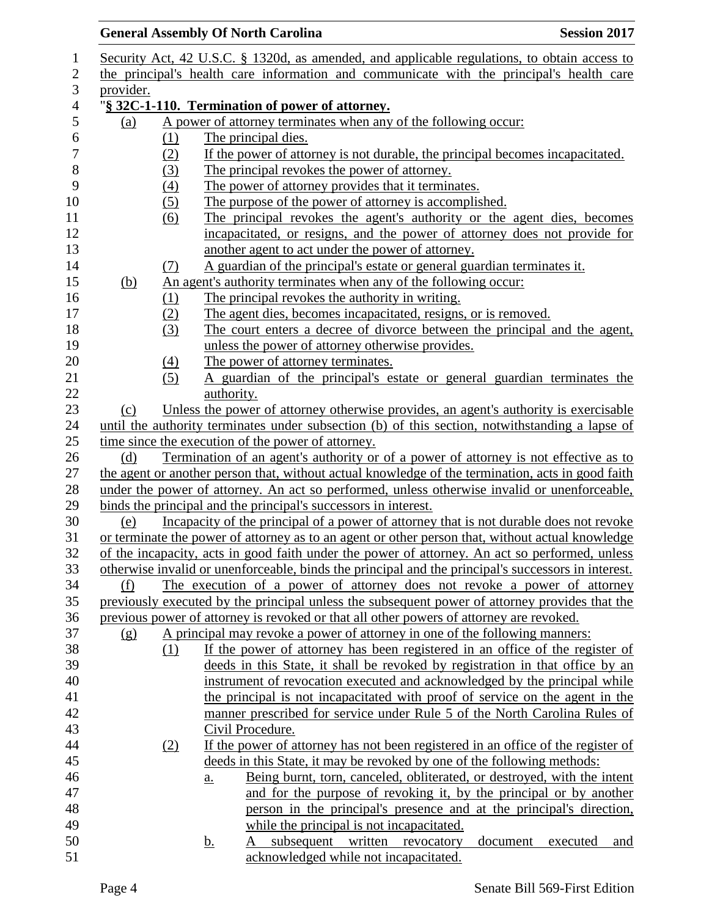Security Act, 42 U.S.C. § 1320d, as amended, and applicable regulations, to obtain access to the principal's health care information and communicate with the principal's health care provider.

"**§ 32C-1-110. Termination of power of attorney.**

(a) A power of attorney terminates when any of the following occur:

(1) The principal dies.

(2) If the power of attorney is not durable, the principal becomes incapacitated.

(3) The principal revokes the power of attorney.

(4) The power of attorney provides that it terminates.

(5) The purpose of the power of attorney is accomplished.

(6) The principal revokes the agent's authority or the agent dies, becomes incapacitated, or resigns, and the power of attorney does not provide for another agent to act under the power of attorney.

(7) A guardian of the principal's estate or general guardian terminates it.

(b) An agent's authority terminates when any of the following occur:

(1) The principal revokes the authority in writing.

(2) The agent dies, becomes incapacitated, resigns, or is removed.

(3) The court enters a decree of divorce between the principal and the agent, unless the power of attorney otherwise provides.

(4) The power of attorney terminates.

(5) A guardian of the principal's estate or general guardian terminates the authority.

(c) Unless the power of attorney otherwise provides, an agent's authority is exercisable until the authority terminates under subsection (b) of this section, notwithstanding a lapse of time since the execution of the power of attorney.

(d) Termination of an agent's authority or of a power of attorney is not effective as to the agent or another person that, without actual knowledge of the termination, acts in good faith under the power of attorney. An act so performed, unless otherwise invalid or unenforceable, binds the principal and the principal's successors in interest.

(e) Incapacity of the principal of a power of attorney that is not durable does not revoke or terminate the power of attorney as to an agent or other person that, without actual knowledge of the incapacity, acts in good faith under the power of attorney. An act so performed, unless otherwise invalid or unenforceable, binds the principal and the principal's successors in interest.

(f) The execution of a power of attorney does not revoke a power of attorney previously executed by the principal unless the subsequent power of attorney provides that the previous power of attorney is revoked or that all other powers of attorney are revoked.

(g) A principal may revoke a power of attorney in one of the following manners:

(1) If the power of attorney has been registered in an office of the register of deeds in this State, it shall be revoked by registration in that office by an instrument of revocation executed and acknowledged by the principal while the principal is not incapacitated with proof of service on the agent in the manner prescribed for service under Rule 5 of the North Carolina Rules of Civil Procedure.

(2) If the power of attorney has not been registered in an office of the register of deeds in this State, it may be revoked by one of the following methods:

a. Being burnt, torn, canceled, obliterated, or destroyed, with the intent and for the purpose of revoking it, by the principal or by another person in the principal's presence and at the principal's direction, while the principal is not incapacitated.

b. A subsequent written revocatory document executed and acknowledged while not incapacitated.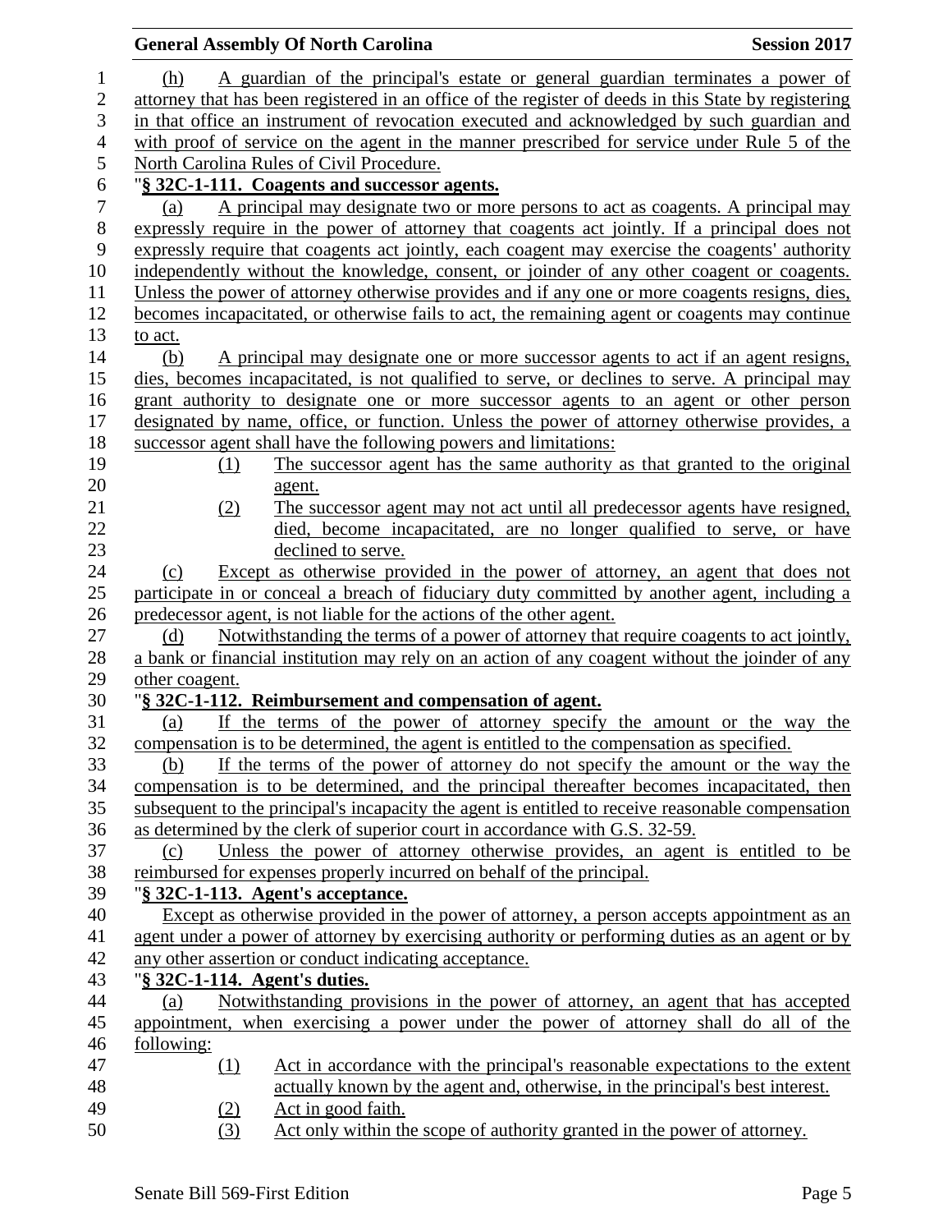(h) A guardian of the principal's estate or general guardian terminates a power of attorney that has been registered in an office of the register of deeds in this State by registering in that office an instrument of revocation executed and acknowledged by such guardian and with proof of service on the agent in the manner prescribed for service under Rule 5 of the North Carolina Rules of Civil Procedure.

"**§ 32C-1-111. Coagents and successor agents.**

(a) A principal may designate two or more persons to act as coagents. A principal may expressly require in the power of attorney that coagents act jointly. If a principal does not expressly require that coagents act jointly, each coagent may exercise the coagents' authority independently without the knowledge, consent, or joinder of any other coagent or coagents. Unless the power of attorney otherwise provides and if any one or more coagents resigns, dies, becomes incapacitated, or otherwise fails to act, the remaining agent or coagents may continue to act.

(b) A principal may designate one or more successor agents to act if an agent resigns, dies, becomes incapacitated, is not qualified to serve, or declines to serve. A principal may grant authority to designate one or more successor agents to an agent or other person designated by name, office, or function. Unless the power of attorney otherwise provides, a successor agent shall have the following powers and limitations:

(1) The successor agent has the same authority as that granted to the original agent.

(2) The successor agent may not act until all predecessor agents have resigned, died, become incapacitated, are no longer qualified to serve, or have declined to serve.

(c) Except as otherwise provided in the power of attorney, an agent that does not participate in or conceal a breach of fiduciary duty committed by another agent, including a predecessor agent, is not liable for the actions of the other agent.

(d) Notwithstanding the terms of a power of attorney that require coagents to act jointly, a bank or financial institution may rely on an action of any coagent without the joinder of any other coagent.

"**§ 32C-1-112. Reimbursement and compensation of agent.**

(a) If the terms of the power of attorney specify the amount or the way the compensation is to be determined, the agent is entitled to the compensation as specified.

(b) If the terms of the power of attorney do not specify the amount or the way the compensation is to be determined, and the principal thereafter becomes incapacitated, then subsequent to the principal's incapacity the agent is entitled to receive reasonable compensation as determined by the clerk of superior court in accordance with G.S. 32-59.

(c) Unless the power of attorney otherwise provides, an agent is entitled to be reimbursed for expenses properly incurred on behalf of the principal.

"**§ 32C-1-113. Agent's acceptance.**

Except as otherwise provided in the power of attorney, a person accepts appointment as an agent under a power of attorney by exercising authority or performing duties as an agent or by any other assertion or conduct indicating acceptance.

"**§ 32C-1-114. Agent's duties.**

(a) Notwithstanding provisions in the power of attorney, an agent that has accepted appointment, when exercising a power under the power of attorney shall do all of the following:

(1) Act in accordance with the principal's reasonable expectations to the extent actually known by the agent and, otherwise, in the principal's best interest.

(2) Act in good faith.

(3) Act only within the scope of authority granted in the power of attorney.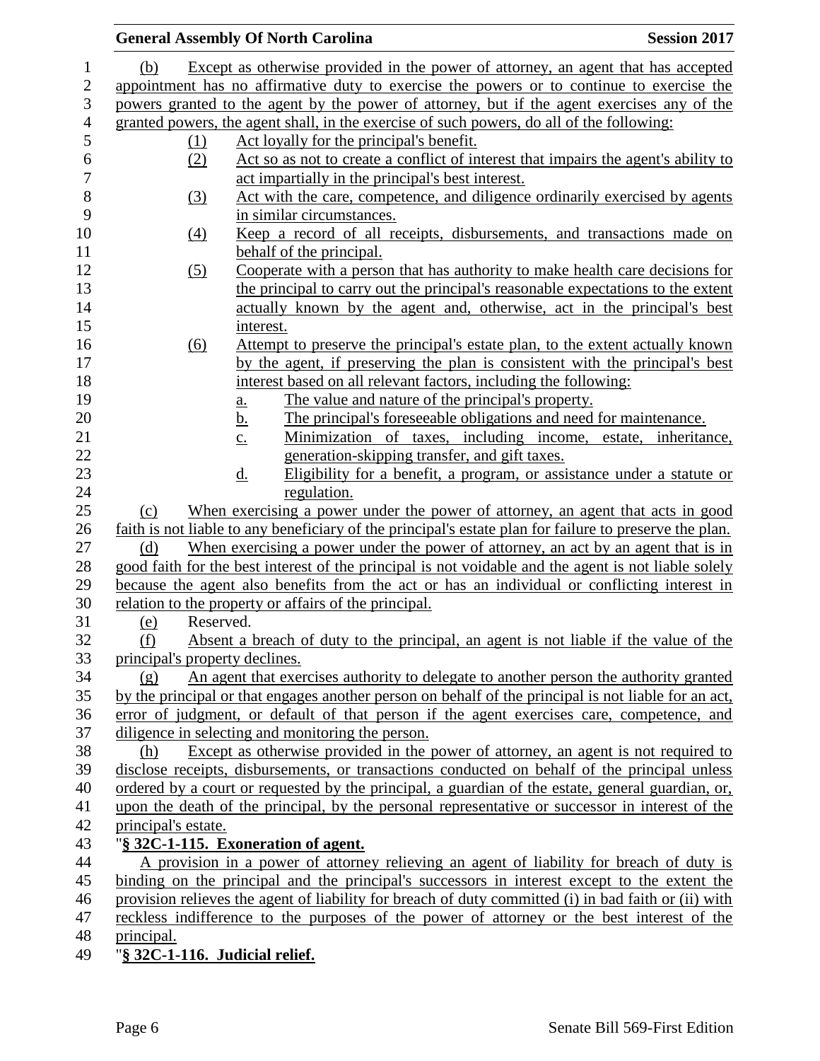(b) Except as otherwise provided in the power of attorney, an agent that has accepted appointment has no affirmative duty to exercise the powers or to continue to exercise the powers granted to the agent by the power of attorney, but if the agent exercises any of the granted powers, the agent shall, in the exercise of such powers, do all of the following:

(1) Act loyally for the principal's benefit.

(2) Act so as not to create a conflict of interest that impairs the agent's ability to act impartially in the principal's best interest.

(3) Act with the care, competence, and diligence ordinarily exercised by agents in similar circumstances.

(4) Keep a record of all receipts, disbursements, and transactions made on behalf of the principal.

(5) Cooperate with a person that has authority to make health care decisions for the principal to carry out the principal's reasonable expectations to the extent actually known by the agent and, otherwise, act in the principal's best interest.

(6) Attempt to preserve the principal's estate plan, to the extent actually known by the agent, if preserving the plan is consistent with the principal's best interest based on all relevant factors, including the following:

a. The value and nature of the principal's property.

b. The principal's foreseeable obligations and need for maintenance.

c. Minimization of taxes, including income, estate, inheritance, generation-skipping transfer, and gift taxes.

d. Eligibility for a benefit, a program, or assistance under a statute or regulation.

(c) When exercising a power under the power of attorney, an agent that acts in good faith is not liable to any beneficiary of the principal's estate plan for failure to preserve the plan.

(d) When exercising a power under the power of attorney, an act by an agent that is in good faith for the best interest of the principal is not voidable and the agent is not liable solely because the agent also benefits from the act or has an individual or conflicting interest in relation to the property or affairs of the principal.

(e) Reserved.

(f) Absent a breach of duty to the principal, an agent is not liable if the value of the principal's property declines.

(g) An agent that exercises authority to delegate to another person the authority granted by the principal or that engages another person on behalf of the principal is not liable for an act, error of judgment, or default of that person if the agent exercises care, competence, and diligence in selecting and monitoring the person.

(h) Except as otherwise provided in the power of attorney, an agent is not required to disclose receipts, disbursements, or transactions conducted on behalf of the principal unless ordered by a court or requested by the principal, a guardian of the estate, general guardian, or, upon the death of the principal, by the personal representative or successor in interest of the principal's estate.

"**§ 32C-1-115. Exoneration of agent.**

A provision in a power of attorney relieving an agent of liability for breach of duty is binding on the principal and the principal's successors in interest except to the extent the provision relieves the agent of liability for breach of duty committed (i) in bad faith or (ii) with reckless indifference to the purposes of the power of attorney or the best interest of the principal.

"**§ 32C-1-116. Judicial relief.**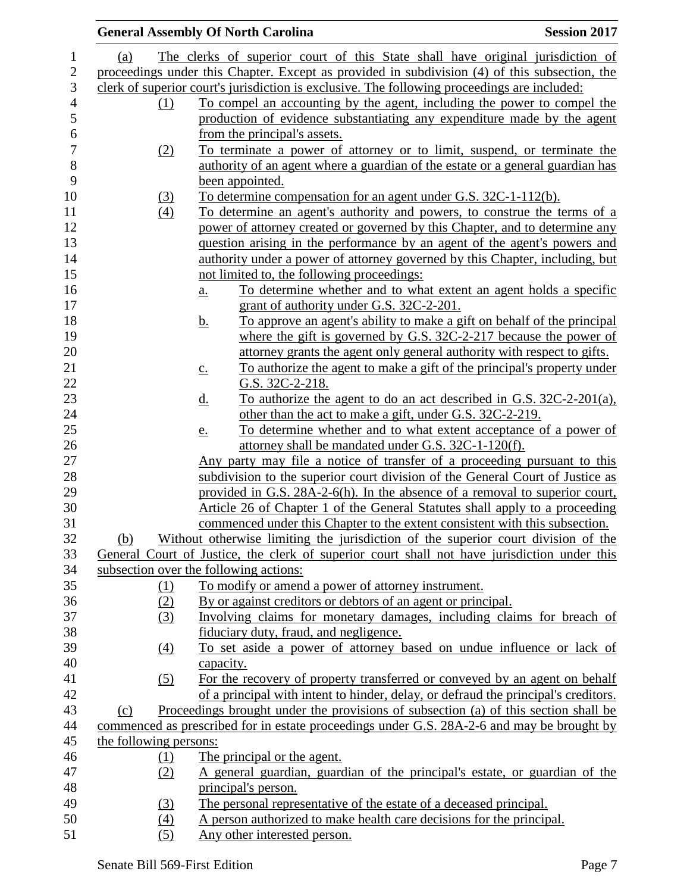(a) The clerks of superior court of this State shall have original jurisdiction of proceedings under this Chapter. Except as provided in subdivision (4) of this subsection, the clerk of superior court's jurisdiction is exclusive. The following proceedings are included:

(1) To compel an accounting by the agent, including the power to compel the production of evidence substantiating any expenditure made by the agent from the principal's assets.

(2) To terminate a power of attorney or to limit, suspend, or terminate the authority of an agent where a guardian of the estate or a general guardian has been appointed.

(3) To determine compensation for an agent under G.S. 32C-1-112(b).

(4) To determine an agent's authority and powers, to construe the terms of a power of attorney created or governed by this Chapter, and to determine any question arising in the performance by an agent of the agent's powers and authority under a power of attorney governed by this Chapter, including, but not limited to, the following proceedings:

a. To determine whether and to what extent an agent holds a specific grant of authority under G.S. 32C-2-201.

b. To approve an agent's ability to make a gift on behalf of the principal where the gift is governed by G.S. 32C-2-217 because the power of attorney grants the agent only general authority with respect to gifts.

c. To authorize the agent to make a gift of the principal's property under G.S. 32C-2-218.

d. To authorize the agent to do an act described in G.S. 32C-2-201(a), other than the act to make a gift, under G.S. 32C-2-219.

e. To determine whether and to what extent acceptance of a power of attorney shall be mandated under G.S. 32C-1-120(f).

Any party may file a notice of transfer of a proceeding pursuant to this subdivision to the superior court division of the General Court of Justice as provided in G.S. 28A-2-6(h). In the absence of a removal to superior court, Article 26 of Chapter 1 of the General Statutes shall apply to a proceeding commenced under this Chapter to the extent consistent with this subsection.

(b) Without otherwise limiting the jurisdiction of the superior court division of the General Court of Justice, the clerk of superior court shall not have jurisdiction under this subsection over the following actions:

(1) To modify or amend a power of attorney instrument.

(2) By or against creditors or debtors of an agent or principal.

(3) Involving claims for monetary damages, including claims for breach of fiduciary duty, fraud, and negligence.

(4) To set aside a power of attorney based on undue influence or lack of capacity.

(5) For the recovery of property transferred or conveyed by an agent on behalf of a principal with intent to hinder, delay, or defraud the principal's creditors.

(c) Proceedings brought under the provisions of subsection (a) of this section shall be commenced as prescribed for in estate proceedings under G.S. 28A-2-6 and may be brought by the following persons:

(1) The principal or the agent.

(2) A general guardian, guardian of the principal's estate, or guardian of the principal's person.

(3) The personal representative of the estate of a deceased principal.

(4) A person authorized to make health care decisions for the principal.

(5) Any other interested person.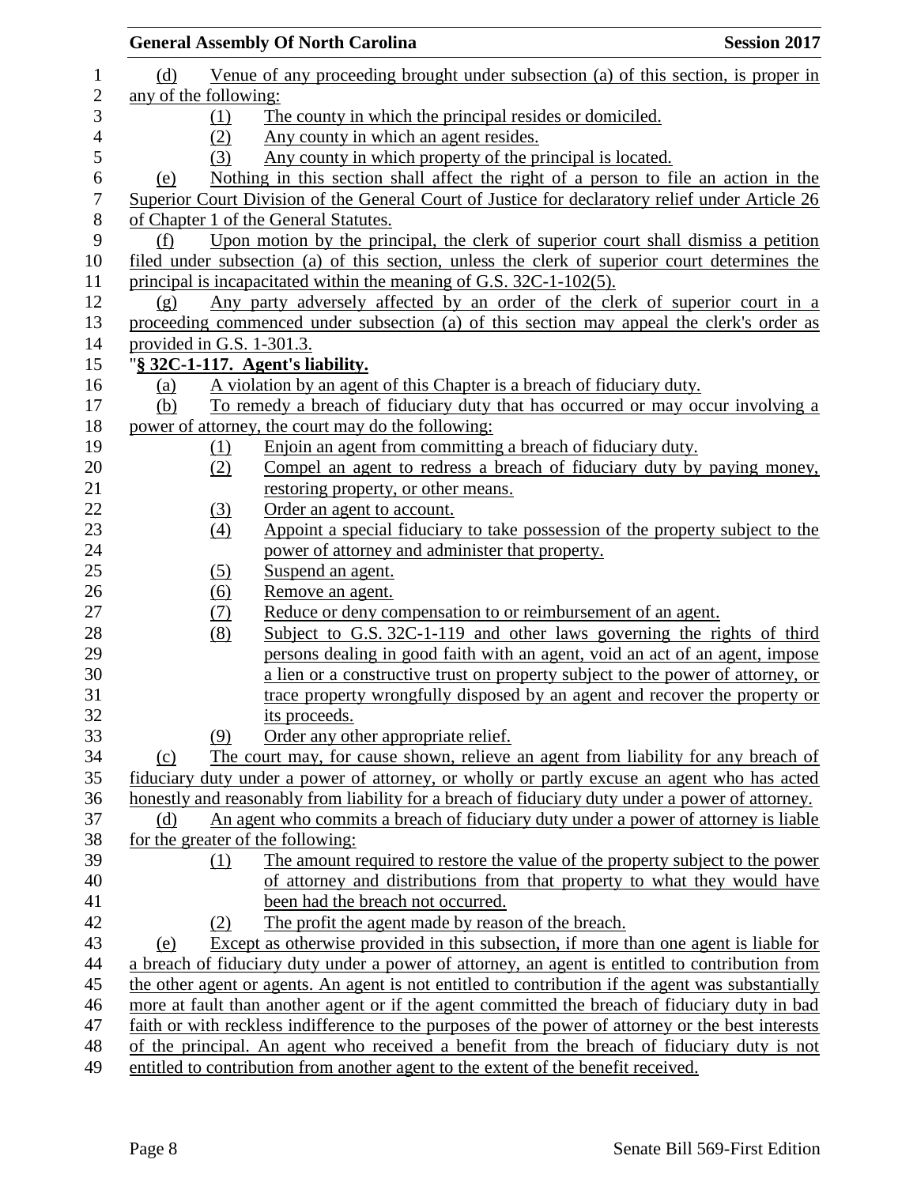(d) Venue of any proceeding brought under subsection (a) of this section, is proper in any of the following:

(1) The county in which the principal resides or domiciled.

(2) Any county in which an agent resides.

(3) Any county in which property of the principal is located.

(e) Nothing in this section shall affect the right of a person to file an action in the Superior Court Division of the General Court of Justice for declaratory relief under Article 26 of Chapter 1 of the General Statutes.

(f) Upon motion by the principal, the clerk of superior court shall dismiss a petition filed under subsection (a) of this section, unless the clerk of superior court determines the principal is incapacitated within the meaning of G.S. 32C-1-102(5).

(g) Any party adversely affected by an order of the clerk of superior court in a proceeding commenced under subsection (a) of this section may appeal the clerk's order as provided in G.S. 1-301.3.

"**§ 32C-1-117. Agent's liability.**

(a) A violation by an agent of this Chapter is a breach of fiduciary duty.

(b) To remedy a breach of fiduciary duty that has occurred or may occur involving a power of attorney, the court may do the following:

(1) Enjoin an agent from committing a breach of fiduciary duty.

(2) Compel an agent to redress a breach of fiduciary duty by paying money, restoring property, or other means.

(3) Order an agent to account.

(4) Appoint a special fiduciary to take possession of the property subject to the power of attorney and administer that property.

(5) Suspend an agent.

(6) Remove an agent.

(7) Reduce or deny compensation to or reimbursement of an agent.

(8) Subject to G.S. 32C-1-119 and other laws governing the rights of third persons dealing in good faith with an agent, void an act of an agent, impose a lien or a constructive trust on property subject to the power of attorney, or trace property wrongfully disposed by an agent and recover the property or its proceeds.

(9) Order any other appropriate relief.

(c) The court may, for cause shown, relieve an agent from liability for any breach of fiduciary duty under a power of attorney, or wholly or partly excuse an agent who has acted honestly and reasonably from liability for a breach of fiduciary duty under a power of attorney.

(d) An agent who commits a breach of fiduciary duty under a power of attorney is liable for the greater of the following:

(1) The amount required to restore the value of the property subject to the power of attorney and distributions from that property to what they would have been had the breach not occurred.

(2) The profit the agent made by reason of the breach.

(e) Except as otherwise provided in this subsection, if more than one agent is liable for a breach of fiduciary duty under a power of attorney, an agent is entitled to contribution from the other agent or agents. An agent is not entitled to contribution if the agent was substantially more at fault than another agent or if the agent committed the breach of fiduciary duty in bad faith or with reckless indifference to the purposes of the power of attorney or the best interests of the principal. An agent who received a benefit from the breach of fiduciary duty is not entitled to contribution from another agent to the extent of the benefit received.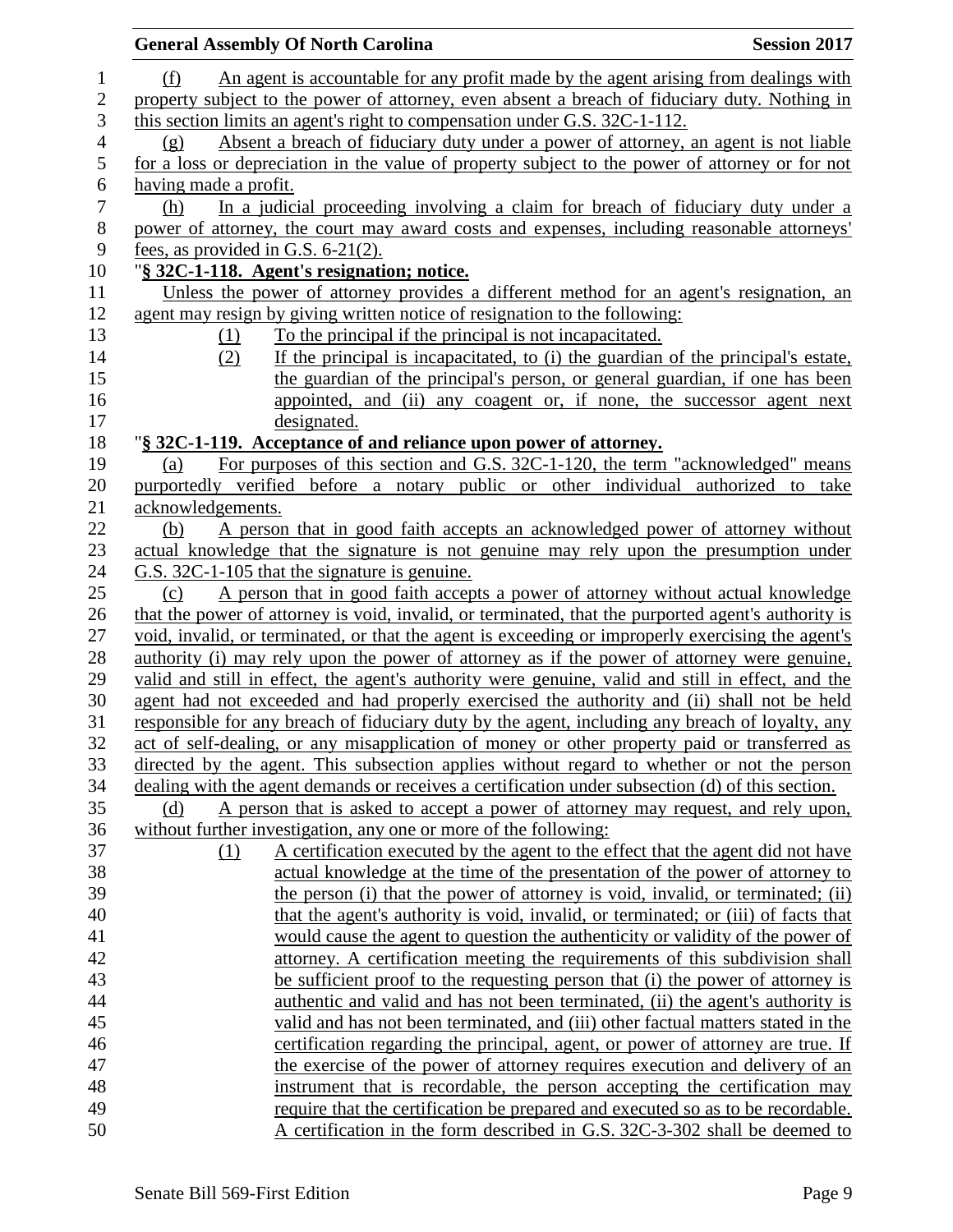(f) An agent is accountable for any profit made by the agent arising from dealings with property subject to the power of attorney, even absent a breach of fiduciary duty. Nothing in this section limits an agent's right to compensation under G.S. 32C-1-112.

(g) Absent a breach of fiduciary duty under a power of attorney, an agent is not liable for a loss or depreciation in the value of property subject to the power of attorney or for not having made a profit.

(h) In a judicial proceeding involving a claim for breach of fiduciary duty under a power of attorney, the court may award costs and expenses, including reasonable attorneys' fees, as provided in G.S. 6-21(2).

"**§ 32C-1-118. Agent's resignation; notice.**

Unless the power of attorney provides a different method for an agent's resignation, an agent may resign by giving written notice of resignation to the following:

(1) To the principal if the principal is not incapacitated.

(2) If the principal is incapacitated, to (i) the guardian of the principal's estate, the guardian of the principal's person, or general guardian, if one has been appointed, and (ii) any coagent or, if none, the successor agent next designated.

"**§ 32C-1-119. Acceptance of and reliance upon power of attorney.**

(a) For purposes of this section and G.S. 32C-1-120, the term "acknowledged" means purportedly verified before a notary public or other individual authorized to take acknowledgements.

(b) A person that in good faith accepts an acknowledged power of attorney without actual knowledge that the signature is not genuine may rely upon the presumption under G.S. 32C-1-105 that the signature is genuine.

(c) A person that in good faith accepts a power of attorney without actual knowledge that the power of attorney is void, invalid, or terminated, that the purported agent's authority is void, invalid, or terminated, or that the agent is exceeding or improperly exercising the agent's authority (i) may rely upon the power of attorney as if the power of attorney were genuine, valid and still in effect, the agent's authority were genuine, valid and still in effect, and the agent had not exceeded and had properly exercised the authority and (ii) shall not be held responsible for any breach of fiduciary duty by the agent, including any breach of loyalty, any act of self-dealing, or any misapplication of money or other property paid or transferred as directed by the agent. This subsection applies without regard to whether or not the person dealing with the agent demands or receives a certification under subsection (d) of this section.

(d) A person that is asked to accept a power of attorney may request, and rely upon, without further investigation, any one or more of the following:

(1) A certification executed by the agent to the effect that the agent did not have actual knowledge at the time of the presentation of the power of attorney to the person (i) that the power of attorney is void, invalid, or terminated; (ii) that the agent's authority is void, invalid, or terminated; or (iii) of facts that would cause the agent to question the authenticity or validity of the power of attorney. A certification meeting the requirements of this subdivision shall be sufficient proof to the requesting person that (i) the power of attorney is authentic and valid and has not been terminated, (ii) the agent's authority is valid and has not been terminated, and (iii) other factual matters stated in the certification regarding the principal, agent, or power of attorney are true. If the exercise of the power of attorney requires execution and delivery of an instrument that is recordable, the person accepting the certification may require that the certification be prepared and executed so as to be recordable. A certification in the form described in G.S. 32C-3-302 shall be deemed to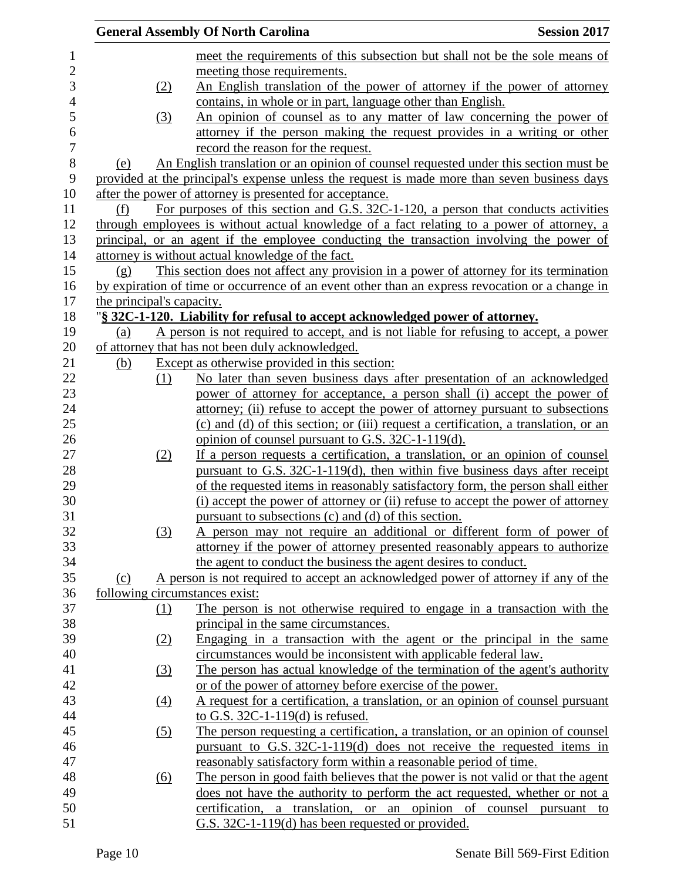meet the requirements of this subsection but shall not be the sole means of meeting those requirements.

(2) An English translation of the power of attorney if the power of attorney contains, in whole or in part, language other than English.

(3) An opinion of counsel as to any matter of law concerning the power of attorney if the person making the request provides in a writing or other record the reason for the request.

(e) An English translation or an opinion of counsel requested under this section must be provided at the principal's expense unless the request is made more than seven business days after the power of attorney is presented for acceptance.

(f) For purposes of this section and G.S. 32C-1-120, a person that conducts activities through employees is without actual knowledge of a fact relating to a power of attorney, a principal, or an agent if the employee conducting the transaction involving the power of attorney is without actual knowledge of the fact.

(g) This section does not affect any provision in a power of attorney for its termination by expiration of time or occurrence of an event other than an express revocation or a change in the principal's capacity.

"**§ 32C-1-120. Liability for refusal to accept acknowledged power of attorney.**

(a) A person is not required to accept, and is not liable for refusing to accept, a power of attorney that has not been duly acknowledged.

(b) Except as otherwise provided in this section:

(1) No later than seven business days after presentation of an acknowledged power of attorney for acceptance, a person shall (i) accept the power of attorney; (ii) refuse to accept the power of attorney pursuant to subsections (c) and (d) of this section; or (iii) request a certification, a translation, or an opinion of counsel pursuant to G.S. 32C-1-119(d).

(2) If a person requests a certification, a translation, or an opinion of counsel pursuant to G.S. 32C-1-119(d), then within five business days after receipt of the requested items in reasonably satisfactory form, the person shall either (i) accept the power of attorney or (ii) refuse to accept the power of attorney pursuant to subsections (c) and (d) of this section.

(3) A person may not require an additional or different form of power of attorney if the power of attorney presented reasonably appears to authorize the agent to conduct the business the agent desires to conduct.

(c) A person is not required to accept an acknowledged power of attorney if any of the following circumstances exist:

(1) The person is not otherwise required to engage in a transaction with the principal in the same circumstances.

(2) Engaging in a transaction with the agent or the principal in the same circumstances would be inconsistent with applicable federal law.

(3) The person has actual knowledge of the termination of the agent's authority or of the power of attorney before exercise of the power.

(4) A request for a certification, a translation, or an opinion of counsel pursuant to G.S. 32C-1-119(d) is refused.

(5) The person requesting a certification, a translation, or an opinion of counsel pursuant to G.S. 32C-1-119(d) does not receive the requested items in reasonably satisfactory form within a reasonable period of time.

(6) The person in good faith believes that the power is not valid or that the agent does not have the authority to perform the act requested, whether or not a certification, a translation, or an opinion of counsel pursuant to G.S. 32C-1-119(d) has been requested or provided.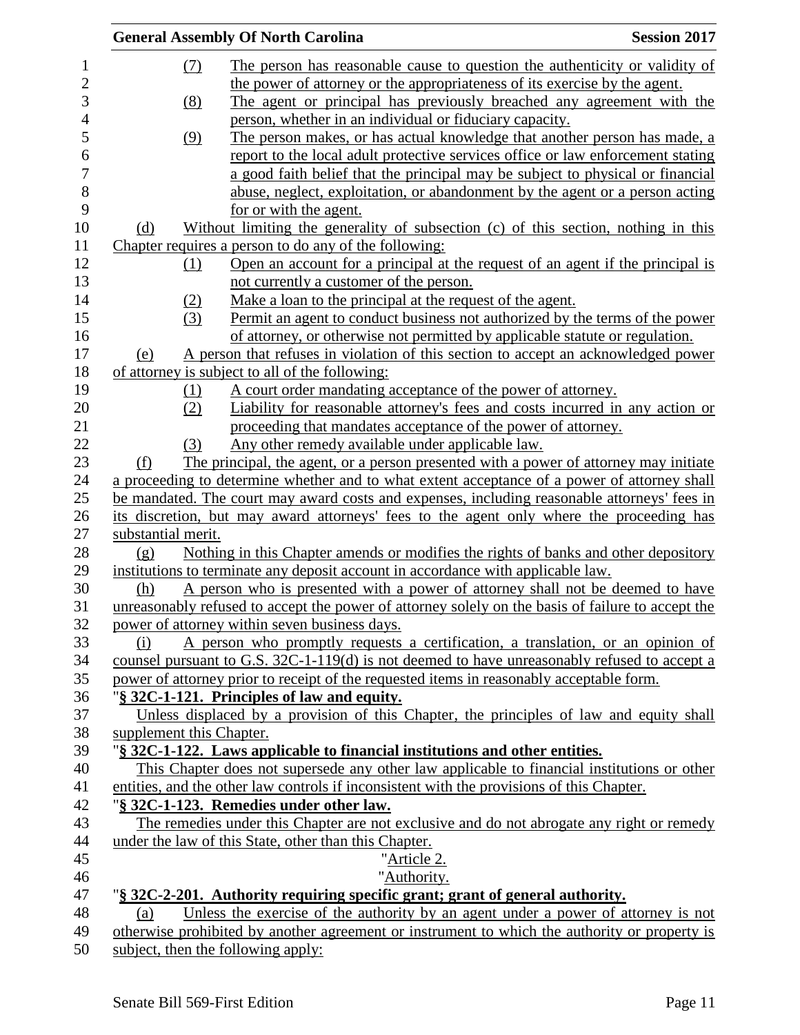(7) The person has reasonable cause to question the authenticity or validity of the power of attorney or the appropriateness of its exercise by the agent.

(8) The agent or principal has previously breached any agreement with the person, whether in an individual or fiduciary capacity.

(9) The person makes, or has actual knowledge that another person has made, a report to the local adult protective services office or law enforcement stating a good faith belief that the principal may be subject to physical or financial abuse, neglect, exploitation, or abandonment by the agent or a person acting for or with the agent.

(d) Without limiting the generality of subsection (c) of this section, nothing in this Chapter requires a person to do any of the following:

(1) Open an account for a principal at the request of an agent if the principal is not currently a customer of the person.

(2) Make a loan to the principal at the request of the agent.

(3) Permit an agent to conduct business not authorized by the terms of the power of attorney, or otherwise not permitted by applicable statute or regulation.

(e) A person that refuses in violation of this section to accept an acknowledged power of attorney is subject to all of the following:

(1) A court order mandating acceptance of the power of attorney.

(2) Liability for reasonable attorney's fees and costs incurred in any action or proceeding that mandates acceptance of the power of attorney.

(3) Any other remedy available under applicable law.

(f) The principal, the agent, or a person presented with a power of attorney may initiate a proceeding to determine whether and to what extent acceptance of a power of attorney shall be mandated. The court may award costs and expenses, including reasonable attorneys' fees in its discretion, but may award attorneys' fees to the agent only where the proceeding has substantial merit.

(g) Nothing in this Chapter amends or modifies the rights of banks and other depository institutions to terminate any deposit account in accordance with applicable law.

(h) A person who is presented with a power of attorney shall not be deemed to have unreasonably refused to accept the power of attorney solely on the basis of failure to accept the power of attorney within seven business days.

(i) A person who promptly requests a certification, a translation, or an opinion of counsel pursuant to G.S. 32C-1-119(d) is not deemed to have unreasonably refused to accept a power of attorney prior to receipt of the requested items in reasonably acceptable form.

"**§ 32C-1-121. Principles of law and equity.**

Unless displaced by a provision of this Chapter, the principles of law and equity shall supplement this Chapter.

"**§ 32C-1-122. Laws applicable to financial institutions and other entities.**

This Chapter does not supersede any other law applicable to financial institutions or other entities, and the other law controls if inconsistent with the provisions of this Chapter.

"**§ 32C-1-123. Remedies under other law.**

The remedies under this Chapter are not exclusive and do not abrogate any right or remedy under the law of this State, other than this Chapter.

"Article 2.

"Authority.

"**§ 32C-2-201. Authority requiring specific grant; grant of general authority.**

(a) Unless the exercise of the authority by an agent under a power of attorney is not otherwise prohibited by another agreement or instrument to which the authority or property is subject, then the following apply: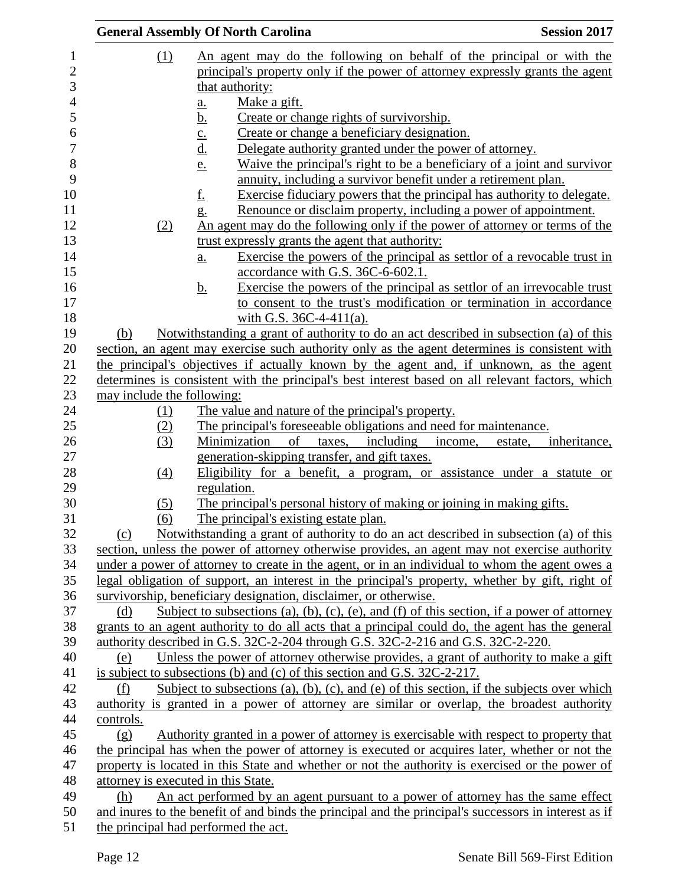(1) An agent may do the following on behalf of the principal or with the principal's property only if the power of attorney expressly grants the agent that authority:

a. Make a gift.

b. Create or change rights of survivorship.

c. Create or change a beneficiary designation.

d. Delegate authority granted under the power of attorney.

e. Waive the principal's right to be a beneficiary of a joint and survivor annuity, including a survivor benefit under a retirement plan.

f. Exercise fiduciary powers that the principal has authority to delegate.

g. Renounce or disclaim property, including a power of appointment.

(2) An agent may do the following only if the power of attorney or terms of the trust expressly grants the agent that authority:

a. Exercise the powers of the principal as settlor of a revocable trust in accordance with G.S. 36C-6-602.1.

b. Exercise the powers of the principal as settlor of an irrevocable trust to consent to the trust's modification or termination in accordance with G.S. 36C-4-411(a).

(b) Notwithstanding a grant of authority to do an act described in subsection (a) of this section, an agent may exercise such authority only as the agent determines is consistent with the principal's objectives if actually known by the agent and, if unknown, as the agent determines is consistent with the principal's best interest based on all relevant factors, which may include the following:

(1) The value and nature of the principal's property.

(2) The principal's foreseeable obligations and need for maintenance.

(3) Minimization of taxes, including income, estate, inheritance, generation-skipping transfer, and gift taxes.

(4) Eligibility for a benefit, a program, or assistance under a statute or regulation.

(5) The principal's personal history of making or joining in making gifts.

(6) The principal's existing estate plan.

(c) Notwithstanding a grant of authority to do an act described in subsection (a) of this section, unless the power of attorney otherwise provides, an agent may not exercise authority under a power of attorney to create in the agent, or in an individual to whom the agent owes a legal obligation of support, an interest in the principal's property, whether by gift, right of survivorship, beneficiary designation, disclaimer, or otherwise.

(d) Subject to subsections (a), (b), (c), (e), and (f) of this section, if a power of attorney grants to an agent authority to do all acts that a principal could do, the agent has the general authority described in G.S. 32C-2-204 through G.S. 32C-2-216 and G.S. 32C-2-220.

(e) Unless the power of attorney otherwise provides, a grant of authority to make a gift is subject to subsections (b) and (c) of this section and G.S. 32C-2-217.

(f) Subject to subsections (a), (b), (c), and (e) of this section, if the subjects over which authority is granted in a power of attorney are similar or overlap, the broadest authority controls.

(g) Authority granted in a power of attorney is exercisable with respect to property that the principal has when the power of attorney is executed or acquires later, whether or not the property is located in this State and whether or not the authority is exercised or the power of attorney is executed in this State.

(h) An act performed by an agent pursuant to a power of attorney has the same effect and inures to the benefit of and binds the principal and the principal's successors in interest as if the principal had performed the act.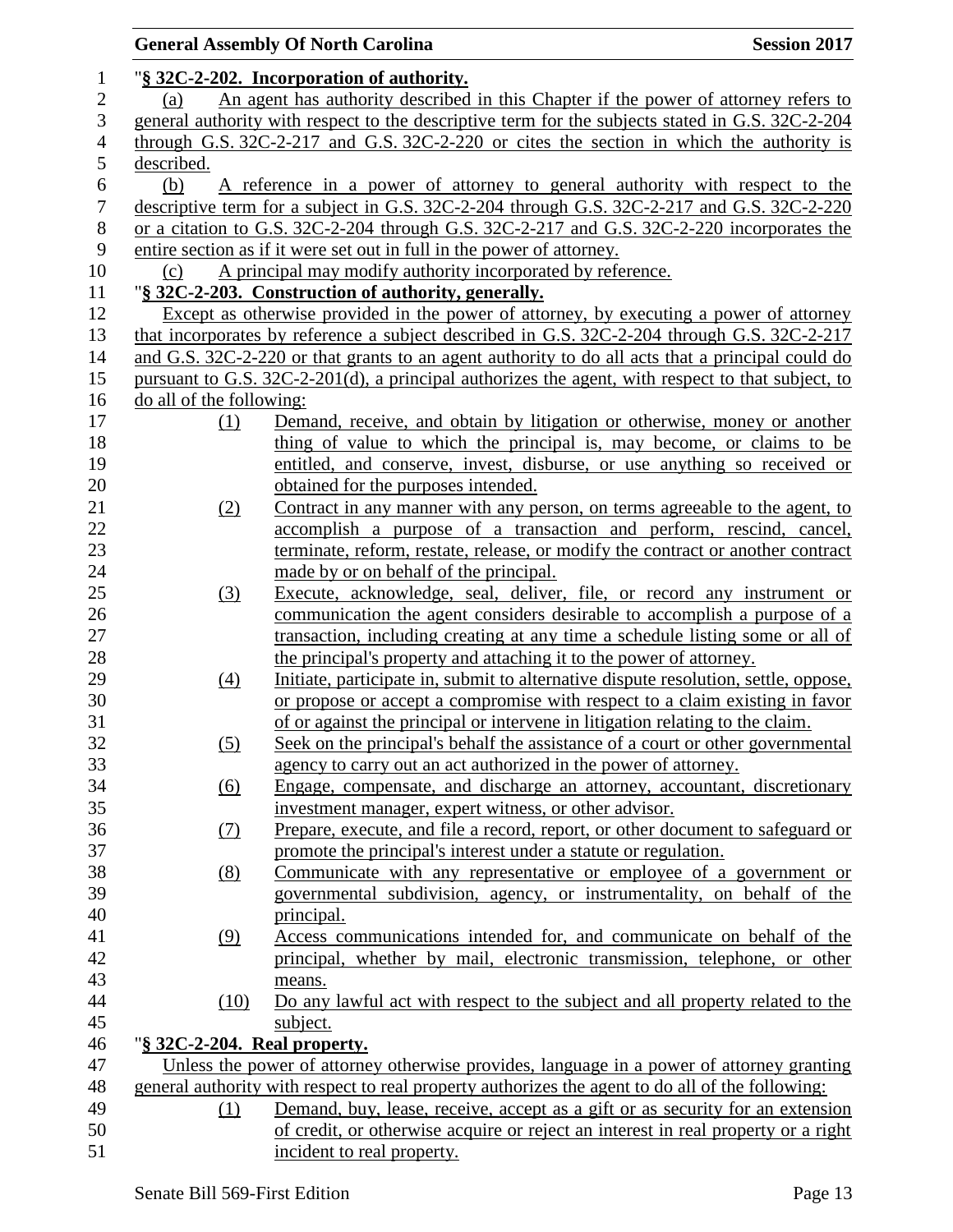"**§ 32C-2-202. Incorporation of authority.**

(a) An agent has authority described in this Chapter if the power of attorney refers to general authority with respect to the descriptive term for the subjects stated in G.S. 32C-2-204 through G.S. 32C-2-217 and G.S. 32C-2-220 or cites the section in which the authority is described.

(b) A reference in a power of attorney to general authority with respect to the descriptive term for a subject in G.S. 32C-2-204 through G.S. 32C-2-217 and G.S. 32C-2-220 or a citation to G.S. 32C-2-204 through G.S. 32C-2-217 and G.S. 32C-2-220 incorporates the entire section as if it were set out in full in the power of attorney.

(c) A principal may modify authority incorporated by reference.

"**§ 32C-2-203. Construction of authority, generally.**

Except as otherwise provided in the power of attorney, by executing a power of attorney that incorporates by reference a subject described in G.S. 32C-2-204 through G.S. 32C-2-217 and G.S. 32C-2-220 or that grants to an agent authority to do all acts that a principal could do pursuant to G.S. 32C-2-201(d), a principal authorizes the agent, with respect to that subject, to do all of the following:

(1) Demand, receive, and obtain by litigation or otherwise, money or another thing of value to which the principal is, may become, or claims to be entitled, and conserve, invest, disburse, or use anything so received or obtained for the purposes intended.

(2) Contract in any manner with any person, on terms agreeable to the agent, to accomplish a purpose of a transaction and perform, rescind, cancel, terminate, reform, restate, release, or modify the contract or another contract made by or on behalf of the principal.

(3) Execute, acknowledge, seal, deliver, file, or record any instrument or communication the agent considers desirable to accomplish a purpose of a transaction, including creating at any time a schedule listing some or all of the principal's property and attaching it to the power of attorney.

(4) Initiate, participate in, submit to alternative dispute resolution, settle, oppose, or propose or accept a compromise with respect to a claim existing in favor of or against the principal or intervene in litigation relating to the claim.

(5) Seek on the principal's behalf the assistance of a court or other governmental agency to carry out an act authorized in the power of attorney.

(6) Engage, compensate, and discharge an attorney, accountant, discretionary investment manager, expert witness, or other advisor.

(7) Prepare, execute, and file a record, report, or other document to safeguard or promote the principal's interest under a statute or regulation.

(8) Communicate with any representative or employee of a government or governmental subdivision, agency, or instrumentality, on behalf of the principal.

(9) Access communications intended for, and communicate on behalf of the principal, whether by mail, electronic transmission, telephone, or other means.

(10) Do any lawful act with respect to the subject and all property related to the subject.

"**§ 32C-2-204. Real property.**

Unless the power of attorney otherwise provides, language in a power of attorney granting general authority with respect to real property authorizes the agent to do all of the following:

(1) Demand, buy, lease, receive, accept as a gift or as security for an extension of credit, or otherwise acquire or reject an interest in real property or a right incident to real property.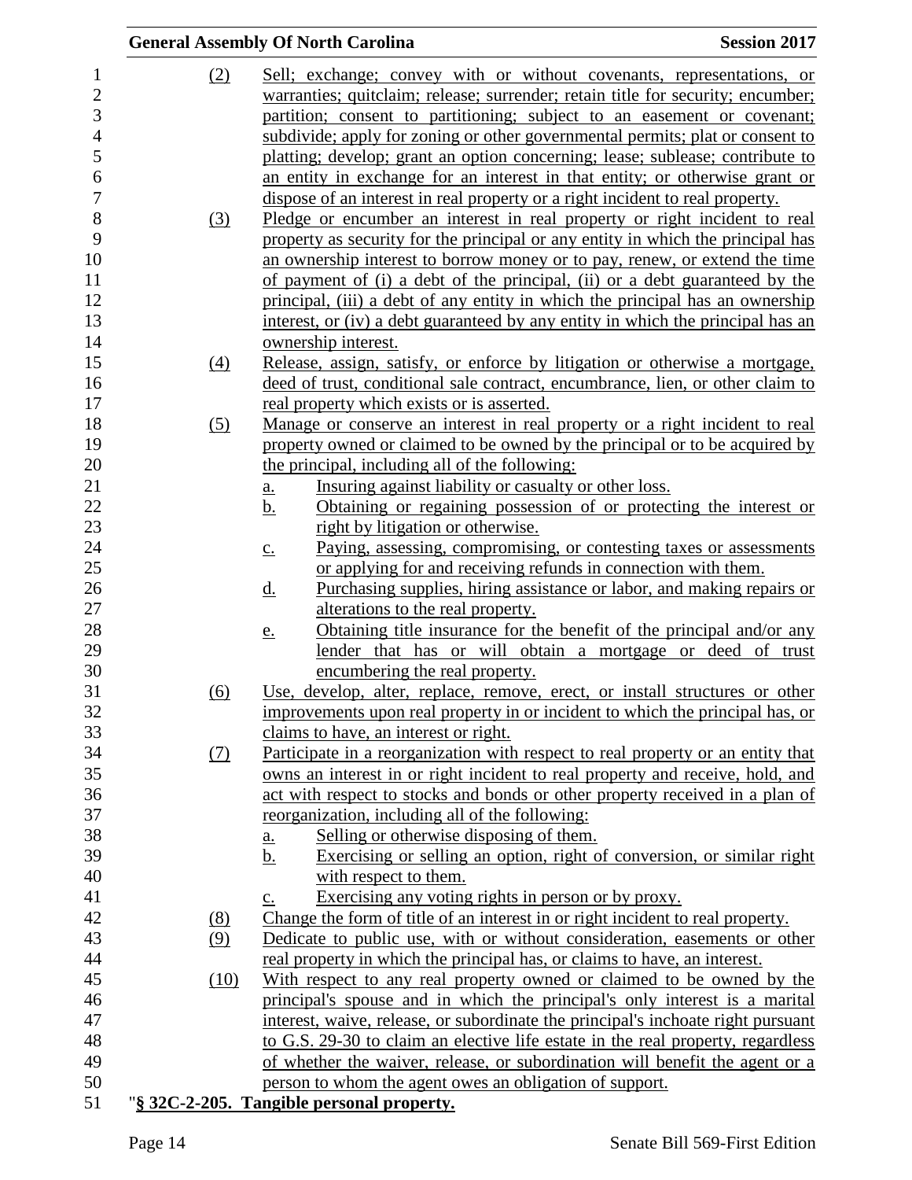(2) Sell; exchange; convey with or without covenants, representations, or warranties; quitclaim; release; surrender; retain title for security; encumber; partition; consent to partitioning; subject to an easement or covenant; subdivide; apply for zoning or other governmental permits; plat or consent to platting; develop; grant an option concerning; lease; sublease; contribute to an entity in exchange for an interest in that entity; or otherwise grant or dispose of an interest in real property or a right incident to real property.

(3) Pledge or encumber an interest in real property or right incident to real property as security for the principal or any entity in which the principal has an ownership interest to borrow money or to pay, renew, or extend the time of payment of (i) a debt of the principal, (ii) or a debt guaranteed by the principal, (iii) a debt of any entity in which the principal has an ownership interest, or (iv) a debt guaranteed by any entity in which the principal has an ownership interest.

(4) Release, assign, satisfy, or enforce by litigation or otherwise a mortgage, deed of trust, conditional sale contract, encumbrance, lien, or other claim to real property which exists or is asserted.

(5) Manage or conserve an interest in real property or a right incident to real property owned or claimed to be owned by the principal or to be acquired by the principal, including all of the following:

a. Insuring against liability or casualty or other loss.
b. Obtaining or regaining possession of or protecting the interest or right by litigation or otherwise.
c. Paying, assessing, compromising, or contesting taxes or assessments or applying for and receiving refunds in connection with them.
d. Purchasing supplies, hiring assistance or labor, and making repairs or alterations to the real property.
e. Obtaining title insurance for the benefit of the principal and/or any lender that has or will obtain a mortgage or deed of trust encumbering the real property.

(6) Use, develop, alter, replace, remove, erect, or install structures or other improvements upon real property in or incident to which the principal has, or claims to have, an interest or right.

(7) Participate in a reorganization with respect to real property or an entity that owns an interest in or right incident to real property and receive, hold, and act with respect to stocks and bonds or other property received in a plan of reorganization, including all of the following:

a. Selling or otherwise disposing of them.
b. Exercising or selling an option, right of conversion, or similar right with respect to them.
c. Exercising any voting rights in person or by proxy.

(8) Change the form of title of an interest in or right incident to real property.

(9) Dedicate to public use, with or without consideration, easements or other real property in which the principal has, or claims to have, an interest.

(10) With respect to any real property owned or claimed to be owned by the principal's spouse and in which the principal's only interest is a marital interest, waive, release, or subordinate the principal's inchoate right pursuant to G.S. 29-30 to claim an elective life estate in the real property, regardless of whether the waiver, release, or subordination will benefit the agent or a person to whom the agent owes an obligation of support.

"**§ 32C-2-205. Tangible personal property.**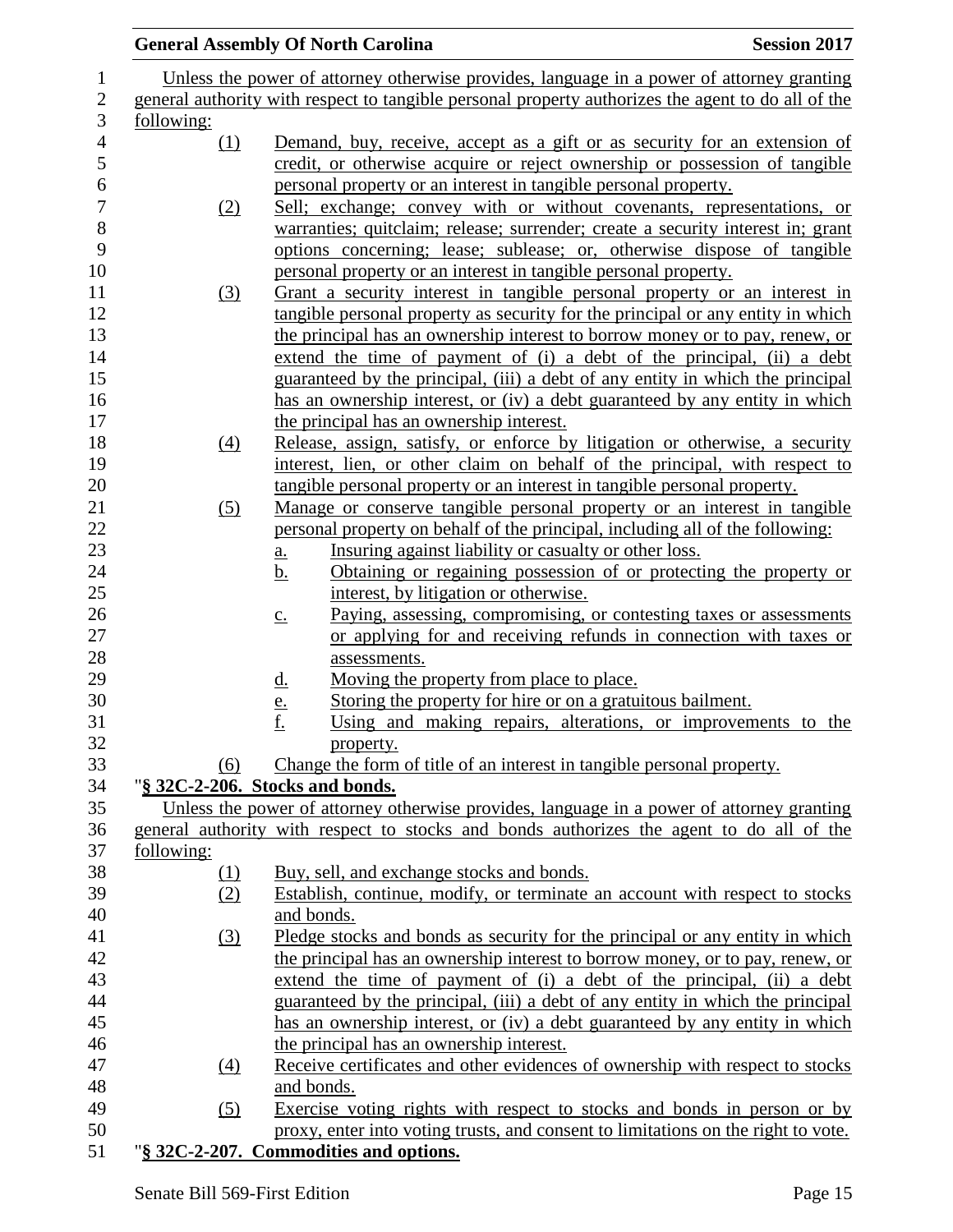Unless the power of attorney otherwise provides, language in a power of attorney granting general authority with respect to tangible personal property authorizes the agent to do all of the following:

(1) Demand, buy, receive, accept as a gift or as security for an extension of credit, or otherwise acquire or reject ownership or possession of tangible personal property or an interest in tangible personal property.

(2) Sell; exchange; convey with or without covenants, representations, or warranties; quitclaim; release; surrender; create a security interest in; grant options concerning; lease; sublease; or, otherwise dispose of tangible personal property or an interest in tangible personal property.

(3) Grant a security interest in tangible personal property or an interest in tangible personal property as security for the principal or any entity in which the principal has an ownership interest to borrow money or to pay, renew, or extend the time of payment of (i) a debt of the principal, (ii) a debt guaranteed by the principal, (iii) a debt of any entity in which the principal has an ownership interest, or (iv) a debt guaranteed by any entity in which the principal has an ownership interest.

(4) Release, assign, satisfy, or enforce by litigation or otherwise, a security interest, lien, or other claim on behalf of the principal, with respect to tangible personal property or an interest in tangible personal property.

(5) Manage or conserve tangible personal property or an interest in tangible personal property on behalf of the principal, including all of the following:

a. Insuring against liability or casualty or other loss.

b. Obtaining or regaining possession of or protecting the property or interest, by litigation or otherwise.

c. Paying, assessing, compromising, or contesting taxes or assessments or applying for and receiving refunds in connection with taxes or assessments.

d. Moving the property from place to place.

e. Storing the property for hire or on a gratuitous bailment.

f. Using and making repairs, alterations, or improvements to the property.

(6) Change the form of title of an interest in tangible personal property.

"**§ 32C-2-206. Stocks and bonds.**

Unless the power of attorney otherwise provides, language in a power of attorney granting general authority with respect to stocks and bonds authorizes the agent to do all of the following:

(1) Buy, sell, and exchange stocks and bonds.

(2) Establish, continue, modify, or terminate an account with respect to stocks and bonds.

(3) Pledge stocks and bonds as security for the principal or any entity in which the principal has an ownership interest to borrow money, or to pay, renew, or extend the time of payment of (i) a debt of the principal, (ii) a debt guaranteed by the principal, (iii) a debt of any entity in which the principal has an ownership interest, or (iv) a debt guaranteed by any entity in which the principal has an ownership interest.

(4) Receive certificates and other evidences of ownership with respect to stocks and bonds.

(5) Exercise voting rights with respect to stocks and bonds in person or by proxy, enter into voting trusts, and consent to limitations on the right to vote.

"**§ 32C-2-207. Commodities and options.**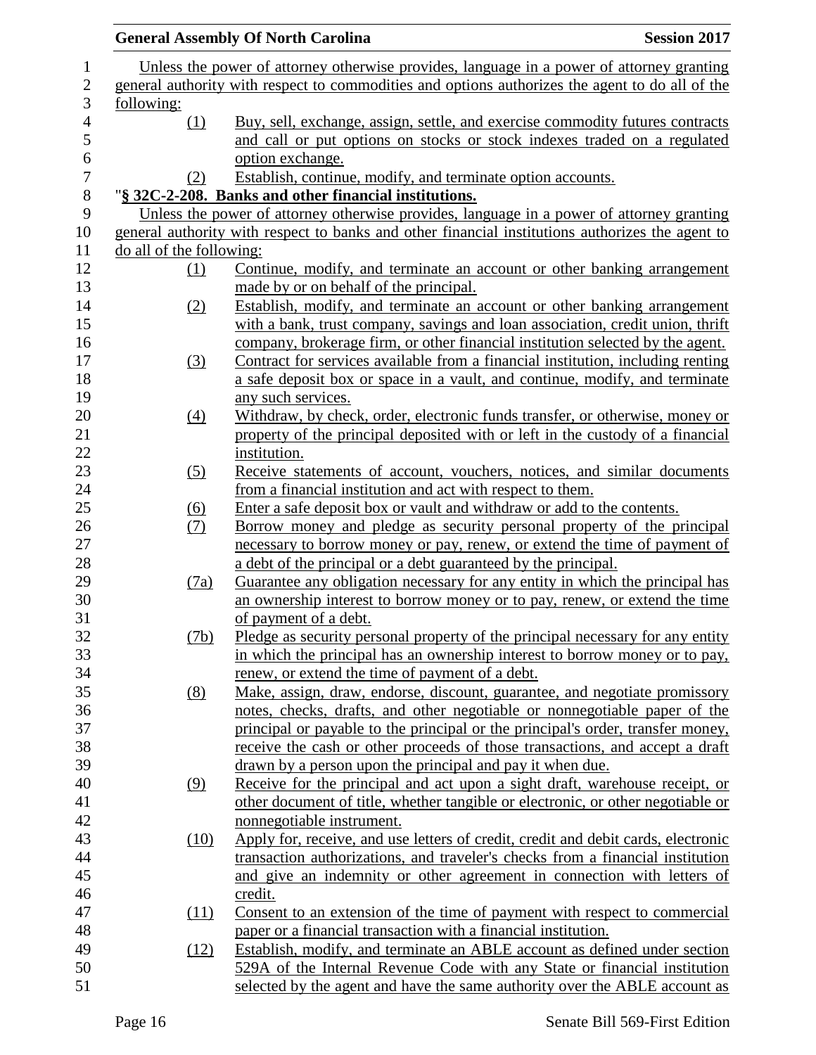Unless the power of attorney otherwise provides, language in a power of attorney granting general authority with respect to commodities and options authorizes the agent to do all of the following:

(1) Buy, sell, exchange, assign, settle, and exercise commodity futures contracts and call or put options on stocks or stock indexes traded on a regulated option exchange.

(2) Establish, continue, modify, and terminate option accounts.

"**§ 32C-2-208. Banks and other financial institutions.**

Unless the power of attorney otherwise provides, language in a power of attorney granting general authority with respect to banks and other financial institutions authorizes the agent to do all of the following:

(1) Continue, modify, and terminate an account or other banking arrangement made by or on behalf of the principal.

(2) Establish, modify, and terminate an account or other banking arrangement with a bank, trust company, savings and loan association, credit union, thrift company, brokerage firm, or other financial institution selected by the agent.

(3) Contract for services available from a financial institution, including renting a safe deposit box or space in a vault, and continue, modify, and terminate any such services.

(4) Withdraw, by check, order, electronic funds transfer, or otherwise, money or property of the principal deposited with or left in the custody of a financial institution.

(5) Receive statements of account, vouchers, notices, and similar documents from a financial institution and act with respect to them.

(6) Enter a safe deposit box or vault and withdraw or add to the contents.

(7) Borrow money and pledge as security personal property of the principal necessary to borrow money or pay, renew, or extend the time of payment of a debt of the principal or a debt guaranteed by the principal.

(7a) Guarantee any obligation necessary for any entity in which the principal has an ownership interest to borrow money or to pay, renew, or extend the time of payment of a debt.

(7b) Pledge as security personal property of the principal necessary for any entity in which the principal has an ownership interest to borrow money or to pay, renew, or extend the time of payment of a debt.

(8) Make, assign, draw, endorse, discount, guarantee, and negotiate promissory notes, checks, drafts, and other negotiable or nonnegotiable paper of the principal or payable to the principal or the principal's order, transfer money, receive the cash or other proceeds of those transactions, and accept a draft drawn by a person upon the principal and pay it when due.

(9) Receive for the principal and act upon a sight draft, warehouse receipt, or other document of title, whether tangible or electronic, or other negotiable or nonnegotiable instrument.

(10) Apply for, receive, and use letters of credit, credit and debit cards, electronic transaction authorizations, and traveler's checks from a financial institution and give an indemnity or other agreement in connection with letters of credit.

(11) Consent to an extension of the time of payment with respect to commercial paper or a financial transaction with a financial institution.

(12) Establish, modify, and terminate an ABLE account as defined under section 529A of the Internal Revenue Code with any State or financial institution selected by the agent and have the same authority over the ABLE account as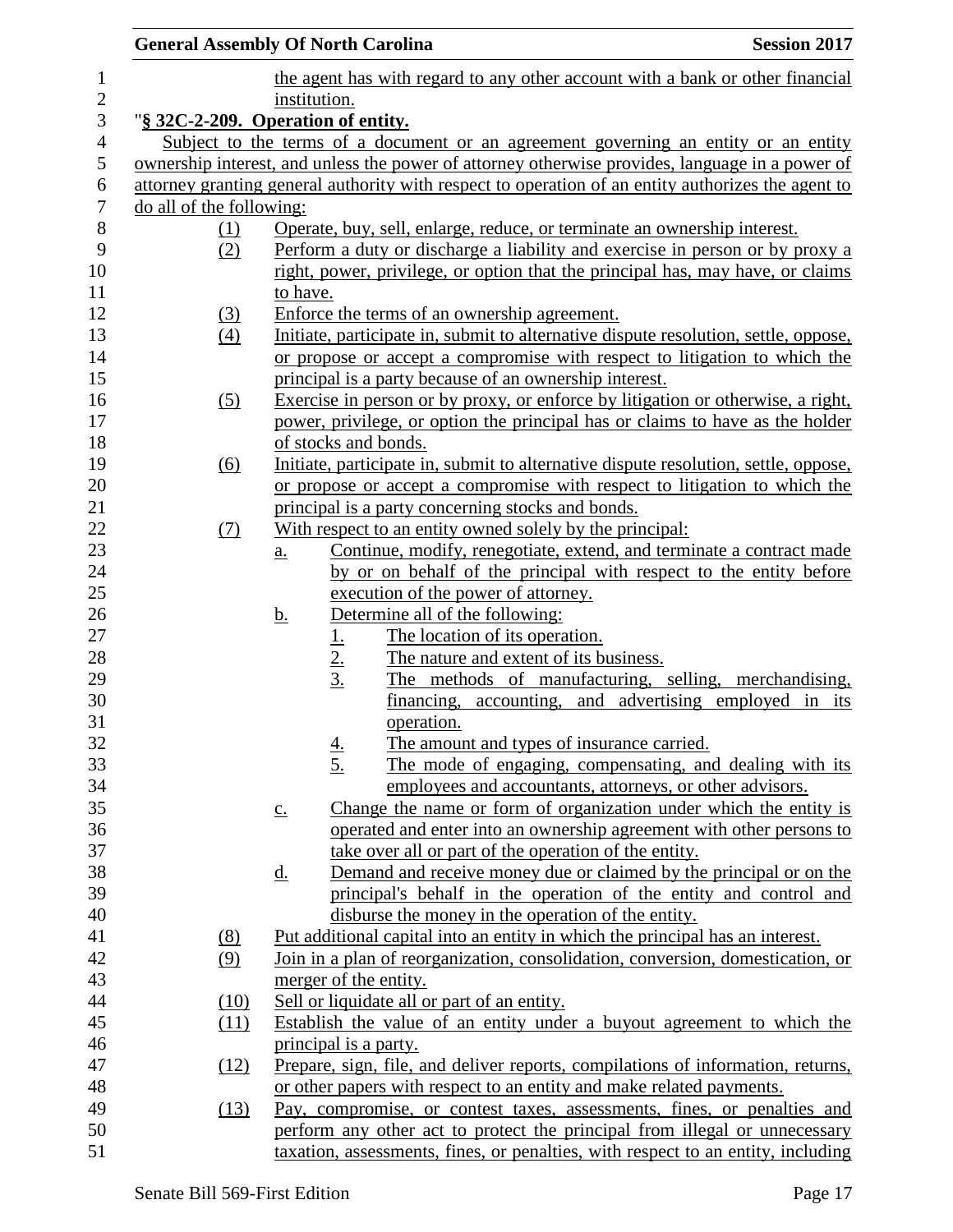the agent has with regard to any other account with a bank or other financial institution.

"**§ 32C-2-209. Operation of entity.**

Subject to the terms of a document or an agreement governing an entity or an entity ownership interest, and unless the power of attorney otherwise provides, language in a power of attorney granting general authority with respect to operation of an entity authorizes the agent to do all of the following:

(1) Operate, buy, sell, enlarge, reduce, or terminate an ownership interest.

(2) Perform a duty or discharge a liability and exercise in person or by proxy a right, power, privilege, or option that the principal has, may have, or claims to have.

(3) Enforce the terms of an ownership agreement.

(4) Initiate, participate in, submit to alternative dispute resolution, settle, oppose, or propose or accept a compromise with respect to litigation to which the principal is a party because of an ownership interest.

(5) Exercise in person or by proxy, or enforce by litigation or otherwise, a right, power, privilege, or option the principal has or claims to have as the holder of stocks and bonds.

(6) Initiate, participate in, submit to alternative dispute resolution, settle, oppose, or propose or accept a compromise with respect to litigation to which the principal is a party concerning stocks and bonds.

(7) With respect to an entity owned solely by the principal:

a. Continue, modify, renegotiate, extend, and terminate a contract made by or on behalf of the principal with respect to the entity before execution of the power of attorney.

b. Determine all of the following:

1. The location of its operation.

2. The nature and extent of its business.

3. The methods of manufacturing, selling, merchandising, financing, accounting, and advertising employed in its operation.

4. The amount and types of insurance carried.

5. The mode of engaging, compensating, and dealing with its employees and accountants, attorneys, or other advisors.

c. Change the name or form of organization under which the entity is operated and enter into an ownership agreement with other persons to take over all or part of the operation of the entity.

d. Demand and receive money due or claimed by the principal or on the principal's behalf in the operation of the entity and control and disburse the money in the operation of the entity.

(8) Put additional capital into an entity in which the principal has an interest.

(9) Join in a plan of reorganization, consolidation, conversion, domestication, or merger of the entity.

(10) Sell or liquidate all or part of an entity.

(11) Establish the value of an entity under a buyout agreement to which the principal is a party.

(12) Prepare, sign, file, and deliver reports, compilations of information, returns, or other papers with respect to an entity and make related payments.

(13) Pay, compromise, or contest taxes, assessments, fines, or penalties and perform any other act to protect the principal from illegal or unnecessary taxation, assessments, fines, or penalties, with respect to an entity, including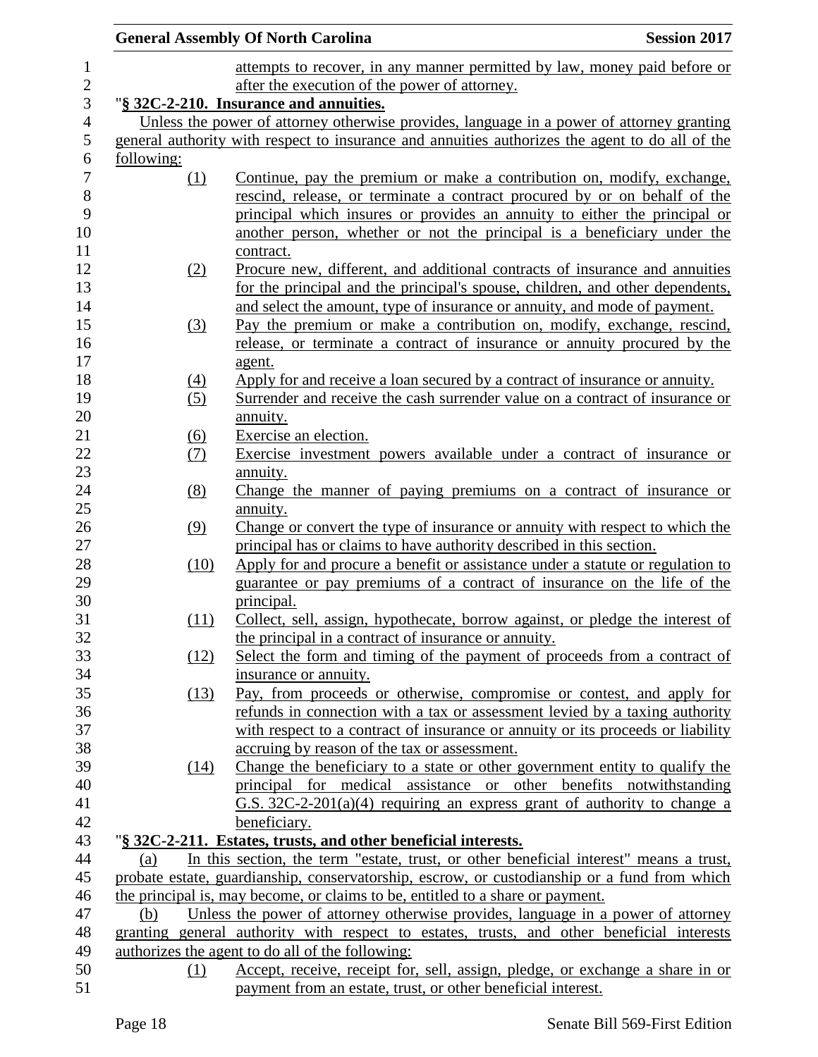attempts to recover, in any manner permitted by law, money paid before or after the execution of the power of attorney.

"**§ 32C-2-210. Insurance and annuities.**

Unless the power of attorney otherwise provides, language in a power of attorney granting general authority with respect to insurance and annuities authorizes the agent to do all of the following:

(1) Continue, pay the premium or make a contribution on, modify, exchange, rescind, release, or terminate a contract procured by or on behalf of the principal which insures or provides an annuity to either the principal or another person, whether or not the principal is a beneficiary under the contract.

(2) Procure new, different, and additional contracts of insurance and annuities for the principal and the principal's spouse, children, and other dependents, and select the amount, type of insurance or annuity, and mode of payment.

(3) Pay the premium or make a contribution on, modify, exchange, rescind, release, or terminate a contract of insurance or annuity procured by the agent.

(4) Apply for and receive a loan secured by a contract of insurance or annuity.

(5) Surrender and receive the cash surrender value on a contract of insurance or annuity.

(6) Exercise an election.

(7) Exercise investment powers available under a contract of insurance or annuity.

(8) Change the manner of paying premiums on a contract of insurance or annuity.

(9) Change or convert the type of insurance or annuity with respect to which the principal has or claims to have authority described in this section.

(10) Apply for and procure a benefit or assistance under a statute or regulation to guarantee or pay premiums of a contract of insurance on the life of the principal.

(11) Collect, sell, assign, hypothecate, borrow against, or pledge the interest of the principal in a contract of insurance or annuity.

(12) Select the form and timing of the payment of proceeds from a contract of insurance or annuity.

(13) Pay, from proceeds or otherwise, compromise or contest, and apply for refunds in connection with a tax or assessment levied by a taxing authority with respect to a contract of insurance or annuity or its proceeds or liability accruing by reason of the tax or assessment.

(14) Change the beneficiary to a state or other government entity to qualify the principal for medical assistance or other benefits notwithstanding G.S. 32C-2-201(a)(4) requiring an express grant of authority to change a beneficiary.

"**§ 32C-2-211. Estates, trusts, and other beneficial interests.**

(a) In this section, the term "estate, trust, or other beneficial interest" means a trust, probate estate, guardianship, conservatorship, escrow, or custodianship or a fund from which the principal is, may become, or claims to be, entitled to a share or payment.

(b) Unless the power of attorney otherwise provides, language in a power of attorney granting general authority with respect to estates, trusts, and other beneficial interests authorizes the agent to do all of the following:

(1) Accept, receive, receipt for, sell, assign, pledge, or exchange a share in or payment from an estate, trust, or other beneficial interest.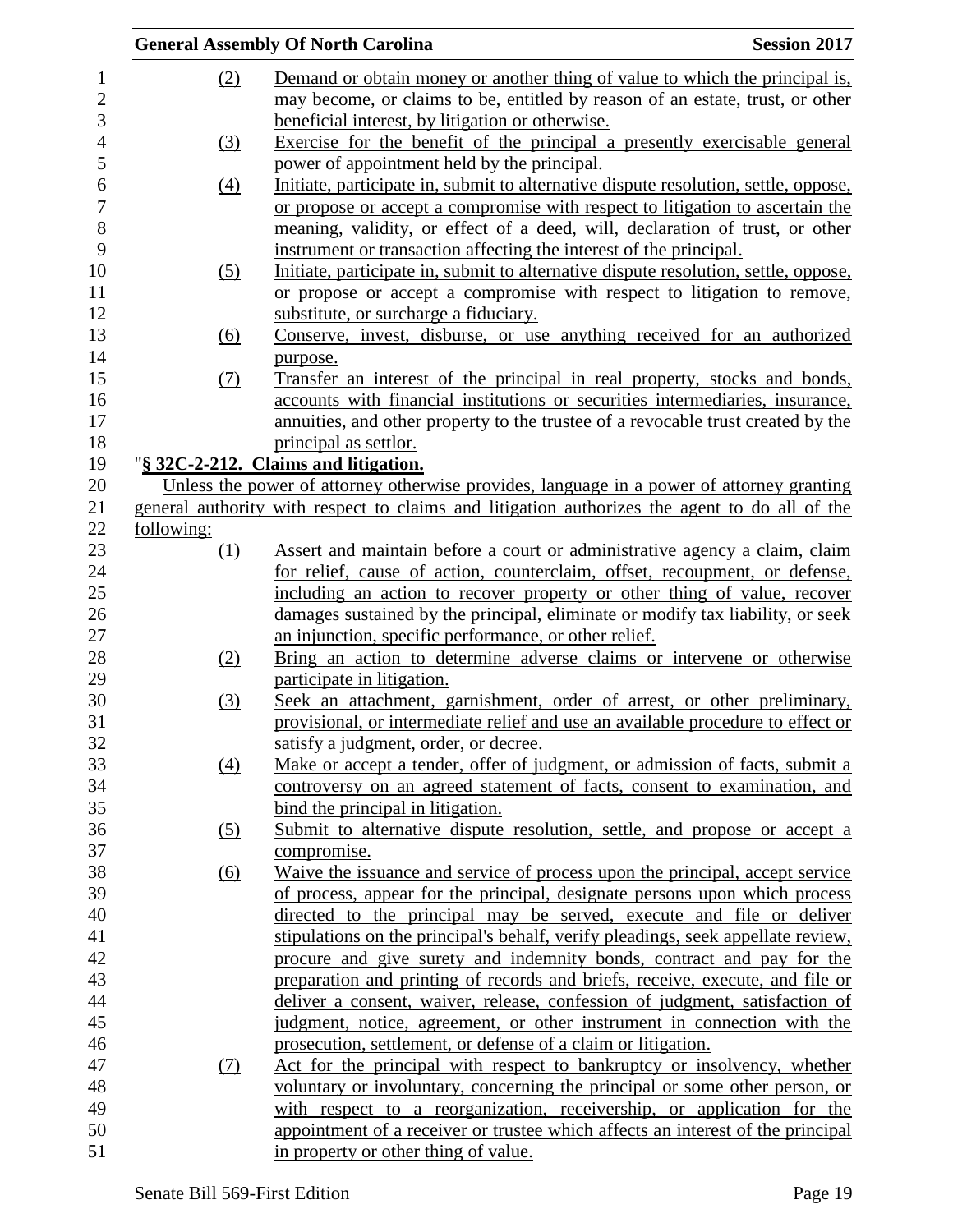(2) Demand or obtain money or another thing of value to which the principal is, may become, or claims to be, entitled by reason of an estate, trust, or other beneficial interest, by litigation or otherwise.

(3) Exercise for the benefit of the principal a presently exercisable general power of appointment held by the principal.

(4) Initiate, participate in, submit to alternative dispute resolution, settle, oppose, or propose or accept a compromise with respect to litigation to ascertain the meaning, validity, or effect of a deed, will, declaration of trust, or other instrument or transaction affecting the interest of the principal.

(5) Initiate, participate in, submit to alternative dispute resolution, settle, oppose, or propose or accept a compromise with respect to litigation to remove, substitute, or surcharge a fiduciary.

(6) Conserve, invest, disburse, or use anything received for an authorized purpose.

(7) Transfer an interest of the principal in real property, stocks and bonds, accounts with financial institutions or securities intermediaries, insurance, annuities, and other property to the trustee of a revocable trust created by the principal as settlor.

"**§ 32C-2-212. Claims and litigation.**

Unless the power of attorney otherwise provides, language in a power of attorney granting general authority with respect to claims and litigation authorizes the agent to do all of the following:

(1) Assert and maintain before a court or administrative agency a claim, claim for relief, cause of action, counterclaim, offset, recoupment, or defense, including an action to recover property or other thing of value, recover damages sustained by the principal, eliminate or modify tax liability, or seek an injunction, specific performance, or other relief.

(2) Bring an action to determine adverse claims or intervene or otherwise participate in litigation.

(3) Seek an attachment, garnishment, order of arrest, or other preliminary, provisional, or intermediate relief and use an available procedure to effect or satisfy a judgment, order, or decree.

(4) Make or accept a tender, offer of judgment, or admission of facts, submit a controversy on an agreed statement of facts, consent to examination, and bind the principal in litigation.

(5) Submit to alternative dispute resolution, settle, and propose or accept a compromise.

(6) Waive the issuance and service of process upon the principal, accept service of process, appear for the principal, designate persons upon which process directed to the principal may be served, execute and file or deliver stipulations on the principal's behalf, verify pleadings, seek appellate review, procure and give surety and indemnity bonds, contract and pay for the preparation and printing of records and briefs, receive, execute, and file or deliver a consent, waiver, release, confession of judgment, satisfaction of judgment, notice, agreement, or other instrument in connection with the prosecution, settlement, or defense of a claim or litigation.

(7) Act for the principal with respect to bankruptcy or insolvency, whether voluntary or involuntary, concerning the principal or some other person, or with respect to a reorganization, receivership, or application for the appointment of a receiver or trustee which affects an interest of the principal in property or other thing of value.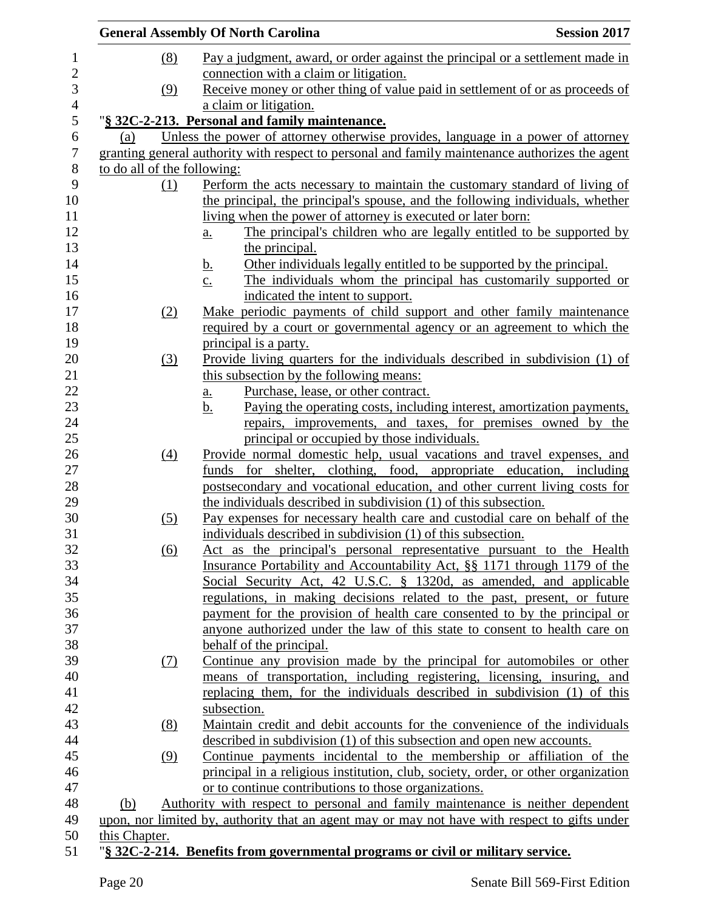(8) Pay a judgment, award, or order against the principal or a settlement made in connection with a claim or litigation.

(9) Receive money or other thing of value paid in settlement of or as proceeds of a claim or litigation.

"**§ 32C-2-213. Personal and family maintenance.**

(a) Unless the power of attorney otherwise provides, language in a power of attorney granting general authority with respect to personal and family maintenance authorizes the agent to do all of the following:

(1) Perform the acts necessary to maintain the customary standard of living of the principal, the principal's spouse, and the following individuals, whether living when the power of attorney is executed or later born:

a. The principal's children who are legally entitled to be supported by the principal.

b. Other individuals legally entitled to be supported by the principal.

c. The individuals whom the principal has customarily supported or indicated the intent to support.

(2) Make periodic payments of child support and other family maintenance required by a court or governmental agency or an agreement to which the principal is a party.

(3) Provide living quarters for the individuals described in subdivision (1) of this subsection by the following means:

a. Purchase, lease, or other contract.

b. Paying the operating costs, including interest, amortization payments, repairs, improvements, and taxes, for premises owned by the principal or occupied by those individuals.

(4) Provide normal domestic help, usual vacations and travel expenses, and funds for shelter, clothing, food, appropriate education, including postsecondary and vocational education, and other current living costs for the individuals described in subdivision (1) of this subsection.

(5) Pay expenses for necessary health care and custodial care on behalf of the individuals described in subdivision (1) of this subsection.

(6) Act as the principal's personal representative pursuant to the Health Insurance Portability and Accountability Act, §§ 1171 through 1179 of the Social Security Act, 42 U.S.C. § 1320d, as amended, and applicable regulations, in making decisions related to the past, present, or future payment for the provision of health care consented to by the principal or anyone authorized under the law of this state to consent to health care on behalf of the principal.

(7) Continue any provision made by the principal for automobiles or other means of transportation, including registering, licensing, insuring, and replacing them, for the individuals described in subdivision (1) of this subsection.

(8) Maintain credit and debit accounts for the convenience of the individuals described in subdivision (1) of this subsection and open new accounts.

(9) Continue payments incidental to the membership or affiliation of the principal in a religious institution, club, society, order, or other organization or to continue contributions to those organizations.

(b) Authority with respect to personal and family maintenance is neither dependent upon, nor limited by, authority that an agent may or may not have with respect to gifts under this Chapter.

"**§ 32C-2-214. Benefits from governmental programs or civil or military service.**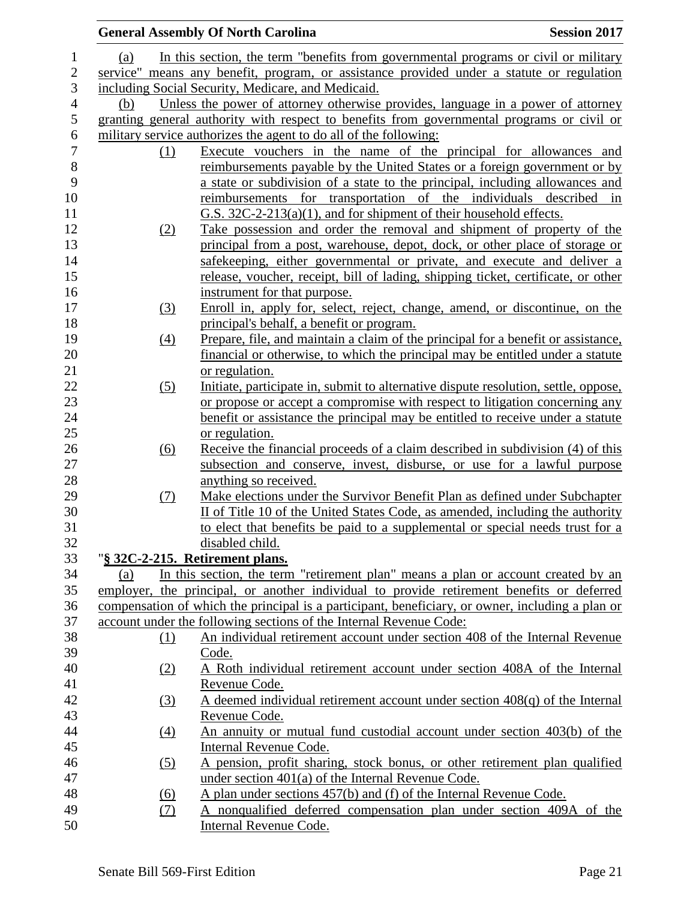(a) In this section, the term "benefits from governmental programs or civil or military service" means any benefit, program, or assistance provided under a statute or regulation including Social Security, Medicare, and Medicaid.

(b) Unless the power of attorney otherwise provides, language in a power of attorney granting general authority with respect to benefits from governmental programs or civil or military service authorizes the agent to do all of the following:

(1) Execute vouchers in the name of the principal for allowances and reimbursements payable by the United States or a foreign government or by a state or subdivision of a state to the principal, including allowances and reimbursements for transportation of the individuals described in G.S. 32C-2-213(a)(1), and for shipment of their household effects.

(2) Take possession and order the removal and shipment of property of the principal from a post, warehouse, depot, dock, or other place of storage or safekeeping, either governmental or private, and execute and deliver a release, voucher, receipt, bill of lading, shipping ticket, certificate, or other instrument for that purpose.

(3) Enroll in, apply for, select, reject, change, amend, or discontinue, on the principal's behalf, a benefit or program.

(4) Prepare, file, and maintain a claim of the principal for a benefit or assistance, financial or otherwise, to which the principal may be entitled under a statute or regulation.

(5) Initiate, participate in, submit to alternative dispute resolution, settle, oppose, or propose or accept a compromise with respect to litigation concerning any benefit or assistance the principal may be entitled to receive under a statute or regulation.

(6) Receive the financial proceeds of a claim described in subdivision (4) of this subsection and conserve, invest, disburse, or use for a lawful purpose anything so received.

(7) Make elections under the Survivor Benefit Plan as defined under Subchapter II of Title 10 of the United States Code, as amended, including the authority to elect that benefits be paid to a supplemental or special needs trust for a disabled child.

"**§ 32C-2-215. Retirement plans.**

(a) In this section, the term "retirement plan" means a plan or account created by an employer, the principal, or another individual to provide retirement benefits or deferred compensation of which the principal is a participant, beneficiary, or owner, including a plan or account under the following sections of the Internal Revenue Code:

(1) An individual retirement account under section 408 of the Internal Revenue Code.

(2) A Roth individual retirement account under section 408A of the Internal Revenue Code.

(3) A deemed individual retirement account under section 408(q) of the Internal Revenue Code.

(4) An annuity or mutual fund custodial account under section 403(b) of the Internal Revenue Code.

(5) A pension, profit sharing, stock bonus, or other retirement plan qualified under section 401(a) of the Internal Revenue Code.

(6) A plan under sections 457(b) and (f) of the Internal Revenue Code.

(7) A nonqualified deferred compensation plan under section 409A of the Internal Revenue Code.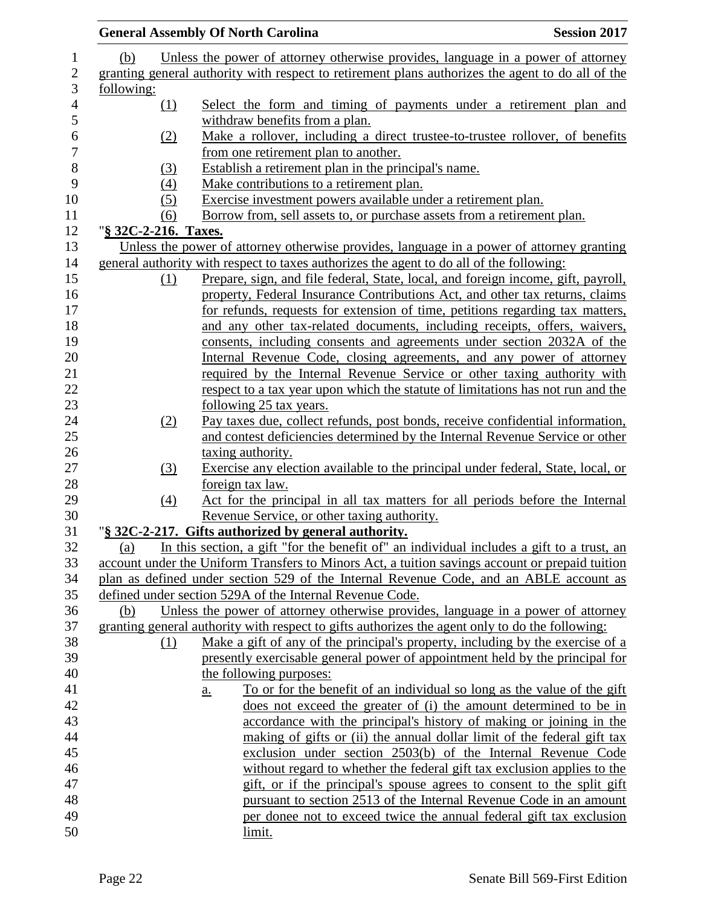(b) Unless the power of attorney otherwise provides, language in a power of attorney granting general authority with respect to retirement plans authorizes the agent to do all of the following:

(1) Select the form and timing of payments under a retirement plan and withdraw benefits from a plan.

(2) Make a rollover, including a direct trustee-to-trustee rollover, of benefits from one retirement plan to another.

(3) Establish a retirement plan in the principal's name.

(4) Make contributions to a retirement plan.

(5) Exercise investment powers available under a retirement plan.

(6) Borrow from, sell assets to, or purchase assets from a retirement plan.

"**§ 32C-2-216. Taxes.**

Unless the power of attorney otherwise provides, language in a power of attorney granting general authority with respect to taxes authorizes the agent to do all of the following:

(1) Prepare, sign, and file federal, State, local, and foreign income, gift, payroll, property, Federal Insurance Contributions Act, and other tax returns, claims for refunds, requests for extension of time, petitions regarding tax matters, and any other tax-related documents, including receipts, offers, waivers, consents, including consents and agreements under section 2032A of the Internal Revenue Code, closing agreements, and any power of attorney required by the Internal Revenue Service or other taxing authority with respect to a tax year upon which the statute of limitations has not run and the following 25 tax years.

(2) Pay taxes due, collect refunds, post bonds, receive confidential information, and contest deficiencies determined by the Internal Revenue Service or other taxing authority.

(3) Exercise any election available to the principal under federal, State, local, or foreign tax law.

(4) Act for the principal in all tax matters for all periods before the Internal Revenue Service, or other taxing authority.

"**§ 32C-2-217. Gifts authorized by general authority.**

(a) In this section, a gift "for the benefit of" an individual includes a gift to a trust, an account under the Uniform Transfers to Minors Act, a tuition savings account or prepaid tuition plan as defined under section 529 of the Internal Revenue Code, and an ABLE account as defined under section 529A of the Internal Revenue Code.

(b) Unless the power of attorney otherwise provides, language in a power of attorney granting general authority with respect to gifts authorizes the agent only to do the following:

(1) Make a gift of any of the principal's property, including by the exercise of a presently exercisable general power of appointment held by the principal for the following purposes:

a. To or for the benefit of an individual so long as the value of the gift does not exceed the greater of (i) the amount determined to be in accordance with the principal's history of making or joining in the making of gifts or (ii) the annual dollar limit of the federal gift tax exclusion under section 2503(b) of the Internal Revenue Code without regard to whether the federal gift tax exclusion applies to the gift, or if the principal's spouse agrees to consent to the split gift pursuant to section 2513 of the Internal Revenue Code in an amount per donee not to exceed twice the annual federal gift tax exclusion limit.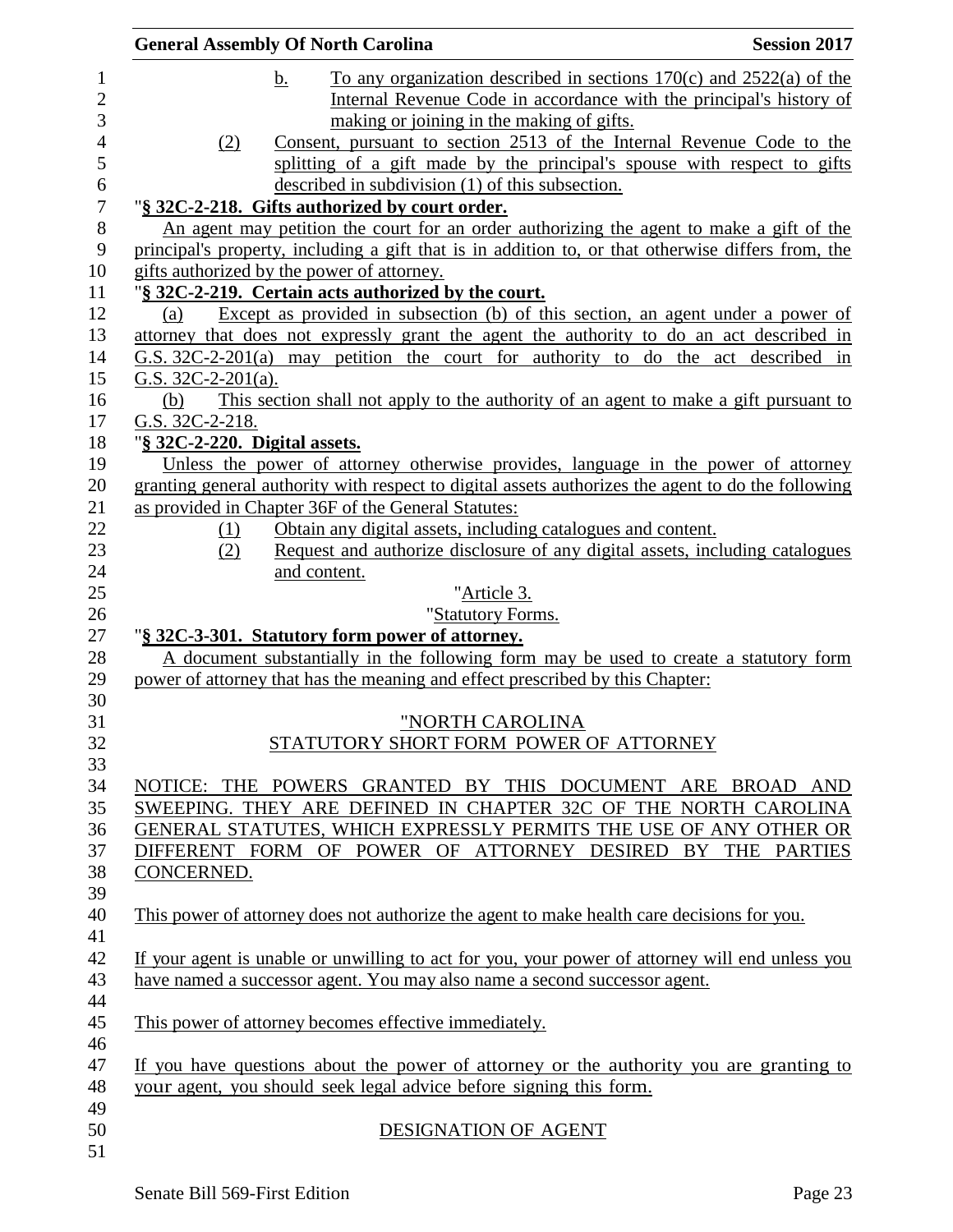b. To any organization described in sections 170(c) and 2522(a) of the Internal Revenue Code in accordance with the principal's history of making or joining in the making of gifts.

(2) Consent, pursuant to section 2513 of the Internal Revenue Code to the splitting of a gift made by the principal's spouse with respect to gifts described in subdivision (1) of this subsection.

"**§ 32C-2-218. Gifts authorized by court order.**

An agent may petition the court for an order authorizing the agent to make a gift of the principal's property, including a gift that is in addition to, or that otherwise differs from, the gifts authorized by the power of attorney.

"**§ 32C-2-219. Certain acts authorized by the court.**

(a) Except as provided in subsection (b) of this section, an agent under a power of attorney that does not expressly grant the agent the authority to do an act described in G.S. 32C-2-201(a) may petition the court for authority to do the act described in G.S. 32C-2-201(a).

(b) This section shall not apply to the authority of an agent to make a gift pursuant to G.S. 32C-2-218.

"**§ 32C-2-220. Digital assets.**

Unless the power of attorney otherwise provides, language in the power of attorney granting general authority with respect to digital assets authorizes the agent to do the following as provided in Chapter 36F of the General Statutes:

(1) Obtain any digital assets, including catalogues and content.

(2) Request and authorize disclosure of any digital assets, including catalogues and content.

"Article 3.

"Statutory Forms.

"**§ 32C-3-301. Statutory form power of attorney.**

A document substantially in the following form may be used to create a statutory form power of attorney that has the meaning and effect prescribed by this Chapter:

"NORTH CAROLINA
STATUTORY SHORT FORM POWER OF ATTORNEY

NOTICE: THE POWERS GRANTED BY THIS DOCUMENT ARE BROAD AND SWEEPING. THEY ARE DEFINED IN CHAPTER 32C OF THE NORTH CAROLINA GENERAL STATUTES, WHICH EXPRESSLY PERMITS THE USE OF ANY OTHER OR DIFFERENT FORM OF POWER OF ATTORNEY DESIRED BY THE PARTIES CONCERNED.

This power of attorney does not authorize the agent to make health care decisions for you.

If your agent is unable or unwilling to act for you, your power of attorney will end unless you have named a successor agent. You may also name a second successor agent.

This power of attorney becomes effective immediately.

If you have questions about the power of attorney or the authority you are granting to your agent, you should seek legal advice before signing this form.

DESIGNATION OF AGENT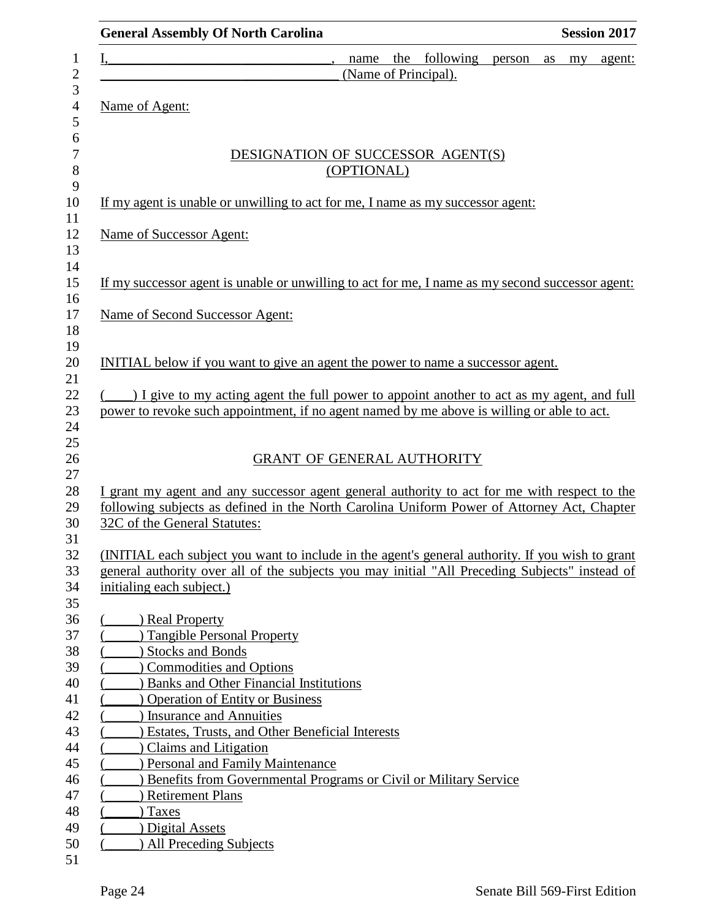I,________________________________, name the following person as my agent: ___________________________________ (Name of Principal).

Name of Agent:

DESIGNATION OF SUCCESSOR AGENT(S)
(OPTIONAL)

If my agent is unable or unwilling to act for me, I name as my successor agent:

Name of Successor Agent:

If my successor agent is unable or unwilling to act for me, I name as my second successor agent:

Name of Second Successor Agent:

INITIAL below if you want to give an agent the power to name a successor agent.

(____) I give to my acting agent the full power to appoint another to act as my agent, and full power to revoke such appointment, if no agent named by me above is willing or able to act.

GRANT OF GENERAL AUTHORITY

I grant my agent and any successor agent general authority to act for me with respect to the following subjects as defined in the North Carolina Uniform Power of Attorney Act, Chapter 32C of the General Statutes:

(INITIAL each subject you want to include in the agent's general authority. If you wish to grant general authority over all of the subjects you may initial "All Preceding Subjects" instead of initialing each subject.)

(_____) Real Property
(_____) Tangible Personal Property
(_____) Stocks and Bonds
(_____) Commodities and Options
(_____) Banks and Other Financial Institutions
(_____) Operation of Entity or Business
(_____) Insurance and Annuities
(_____) Estates, Trusts, and Other Beneficial Interests
(_____) Claims and Litigation
(_____) Personal and Family Maintenance
(_____) Benefits from Governmental Programs or Civil or Military Service
(_____) Retirement Plans
(_____) Taxes
(_____) Digital Assets
(_____) All Preceding Subjects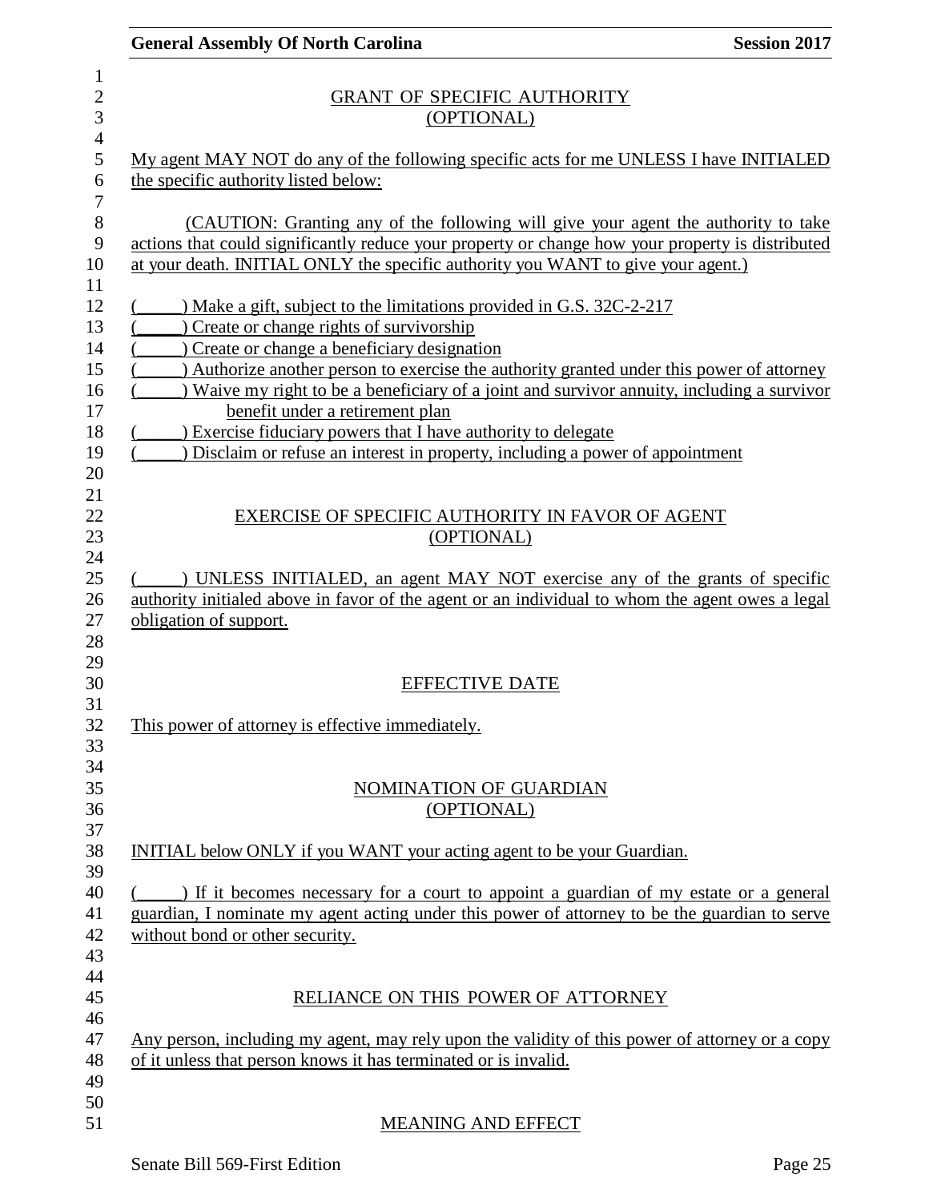## GRANT OF SPECIFIC AUTHORITY
## (OPTIONAL)

My agent MAY NOT do any of the following specific acts for me UNLESS I have INITIALED the specific authority listed below:

(CAUTION: Granting any of the following will give your agent the authority to take actions that could significantly reduce your property or change how your property is distributed at your death. INITIAL ONLY the specific authority you WANT to give your agent.)

(_____) Make a gift, subject to the limitations provided in G.S. 32C-2-217
(_____) Create or change rights of survivorship
(_____) Create or change a beneficiary designation
(_____) Authorize another person to exercise the authority granted under this power of attorney
(_____) Waive my right to be a beneficiary of a joint and survivor annuity, including a survivor benefit under a retirement plan
(_____) Exercise fiduciary powers that I have authority to delegate
(_____) Disclaim or refuse an interest in property, including a power of appointment

## EXERCISE OF SPECIFIC AUTHORITY IN FAVOR OF AGENT
## (OPTIONAL)

(_____) UNLESS INITIALED, an agent MAY NOT exercise any of the grants of specific authority initialed above in favor of the agent or an individual to whom the agent owes a legal obligation of support.

## EFFECTIVE DATE

This power of attorney is effective immediately.

## NOMINATION OF GUARDIAN
## (OPTIONAL)

INITIAL below ONLY if you WANT your acting agent to be your Guardian.

(_____) If it becomes necessary for a court to appoint a guardian of my estate or a general guardian, I nominate my agent acting under this power of attorney to be the guardian to serve without bond or other security.

## RELIANCE ON THIS POWER OF ATTORNEY

Any person, including my agent, may rely upon the validity of this power of attorney or a copy of it unless that person knows it has terminated or is invalid.

## MEANING AND EFFECT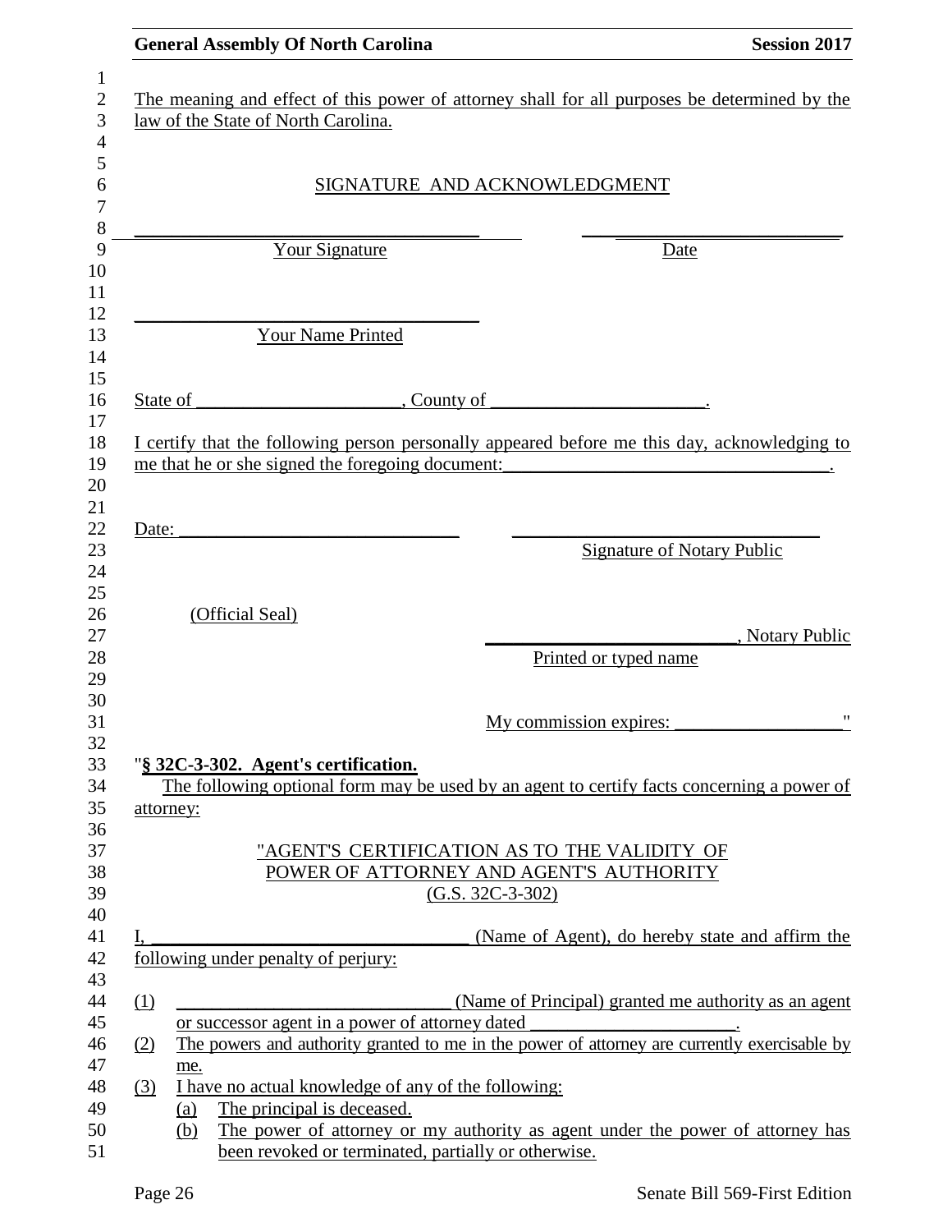The meaning and effect of this power of attorney shall for all purposes be determined by the law of the State of North Carolina.

SIGNATURE AND ACKNOWLEDGMENT

_______________________________________ ____________________________

Your Signature Date

_______________________________________

Your Name Printed

State of _____________________, County of ______________________.

I certify that the following person personally appeared before me this day, acknowledging to me that he or she signed the foregoing document:__________________________________.

Date: _____________________________ ___________________________________

Signature of Notary Public

(Official Seal)

___________________________, Notary Public

Printed or typed name

My commission expires: __________________"

"**§ 32C-3-302. Agent's certification.**

The following optional form may be used by an agent to certify facts concerning a power of attorney:

"AGENT'S CERTIFICATION AS TO THE VALIDITY OF
POWER OF ATTORNEY AND AGENT'S AUTHORITY
(G.S. 32C-3-302)

I, __________________________________ (Name of Agent), do hereby state and affirm the following under penalty of perjury:

(1) ______________________________ (Name of Principal) granted me authority as an agent or successor agent in a power of attorney dated ______________________.

(2) The powers and authority granted to me in the power of attorney are currently exercisable by me.

(3) I have no actual knowledge of any of the following:

   (a) The principal is deceased.

   (b) The power of attorney or my authority as agent under the power of attorney has been revoked or terminated, partially or otherwise.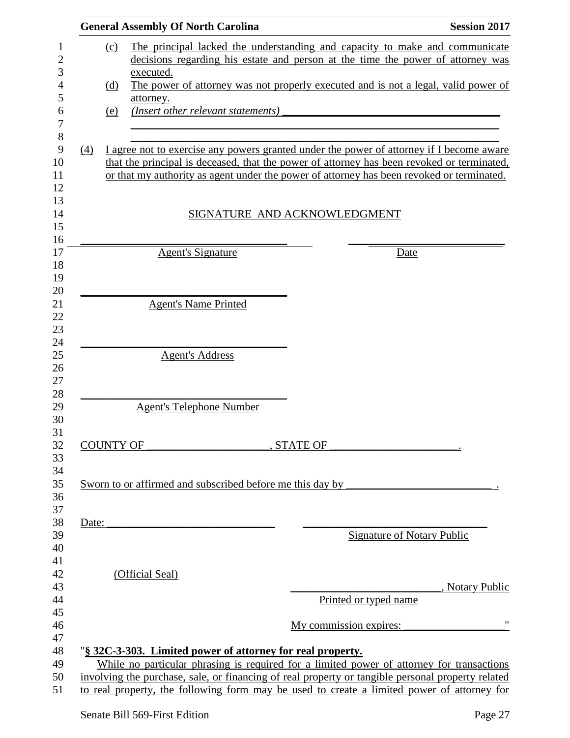(c) The principal lacked the understanding and capacity to make and communicate decisions regarding his estate and person at the time the power of attorney was executed.

(d) The power of attorney was not properly executed and is not a legal, valid power of attorney.

(e) *(Insert other relevant statements)* ________________________________________
______________________________________________________________________
______________________________________________________________________

(4) I agree not to exercise any powers granted under the power of attorney if I become aware that the principal is deceased, that the power of attorney has been revoked or terminated, or that my authority as agent under the power of attorney has been revoked or terminated.

SIGNATURE AND ACKNOWLEDGMENT

______________________________________ ______________________________
Agent's Signature Date

______________________________________
Agent's Name Printed

______________________________________
Agent's Address

______________________________________
Agent's Telephone Number

COUNTY OF ______________________, STATE OF ______________________.

Sworn to or affirmed and subscribed before me this day by __________________________ .

Date: ______________________________ ________________________________
Signature of Notary Public

(Official Seal)

__________________________, Notary Public
Printed or typed name

My commission expires: ___________________"

"**§ 32C-3-303. Limited power of attorney for real property.**

While no particular phrasing is required for a limited power of attorney for transactions involving the purchase, sale, or financing of real property or tangible personal property related to real property, the following form may be used to create a limited power of attorney for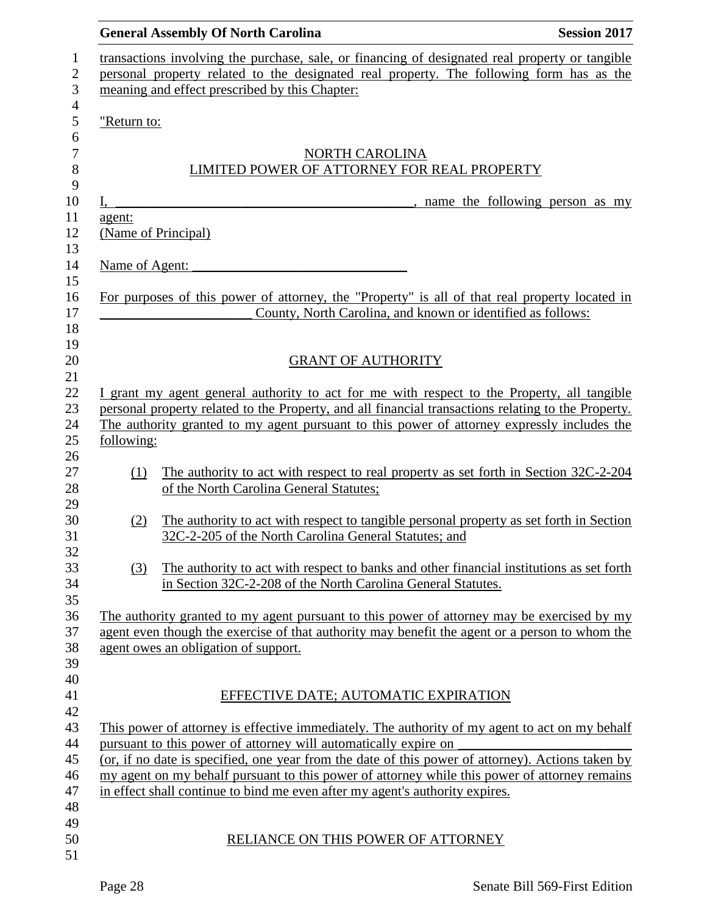transactions involving the purchase, sale, or financing of designated real property or tangible personal property related to the designated real property. The following form has as the meaning and effect prescribed by this Chapter:

"Return to:

NORTH CAROLINA
LIMITED POWER OF ATTORNEY FOR REAL PROPERTY

I, ____________________________________________, name the following person as my agent:
(Name of Principal)

Name of Agent: ______________________________

For purposes of this power of attorney, the "Property" is all of that real property located in ______________________ County, North Carolina, and known or identified as follows:

GRANT OF AUTHORITY

I grant my agent general authority to act for me with respect to the Property, all tangible personal property related to the Property, and all financial transactions relating to the Property. The authority granted to my agent pursuant to this power of attorney expressly includes the following:

(1) The authority to act with respect to real property as set forth in Section 32C-2-204 of the North Carolina General Statutes;

(2) The authority to act with respect to tangible personal property as set forth in Section 32C-2-205 of the North Carolina General Statutes; and

(3) The authority to act with respect to banks and other financial institutions as set forth in Section 32C-2-208 of the North Carolina General Statutes.

The authority granted to my agent pursuant to this power of attorney may be exercised by my agent even though the exercise of that authority may benefit the agent or a person to whom the agent owes an obligation of support.

EFFECTIVE DATE; AUTOMATIC EXPIRATION

This power of attorney is effective immediately. The authority of my agent to act on my behalf pursuant to this power of attorney will automatically expire on _________________________ (or, if no date is specified, one year from the date of this power of attorney). Actions taken by my agent on my behalf pursuant to this power of attorney while this power of attorney remains in effect shall continue to bind me even after my agent's authority expires.

RELIANCE ON THIS POWER OF ATTORNEY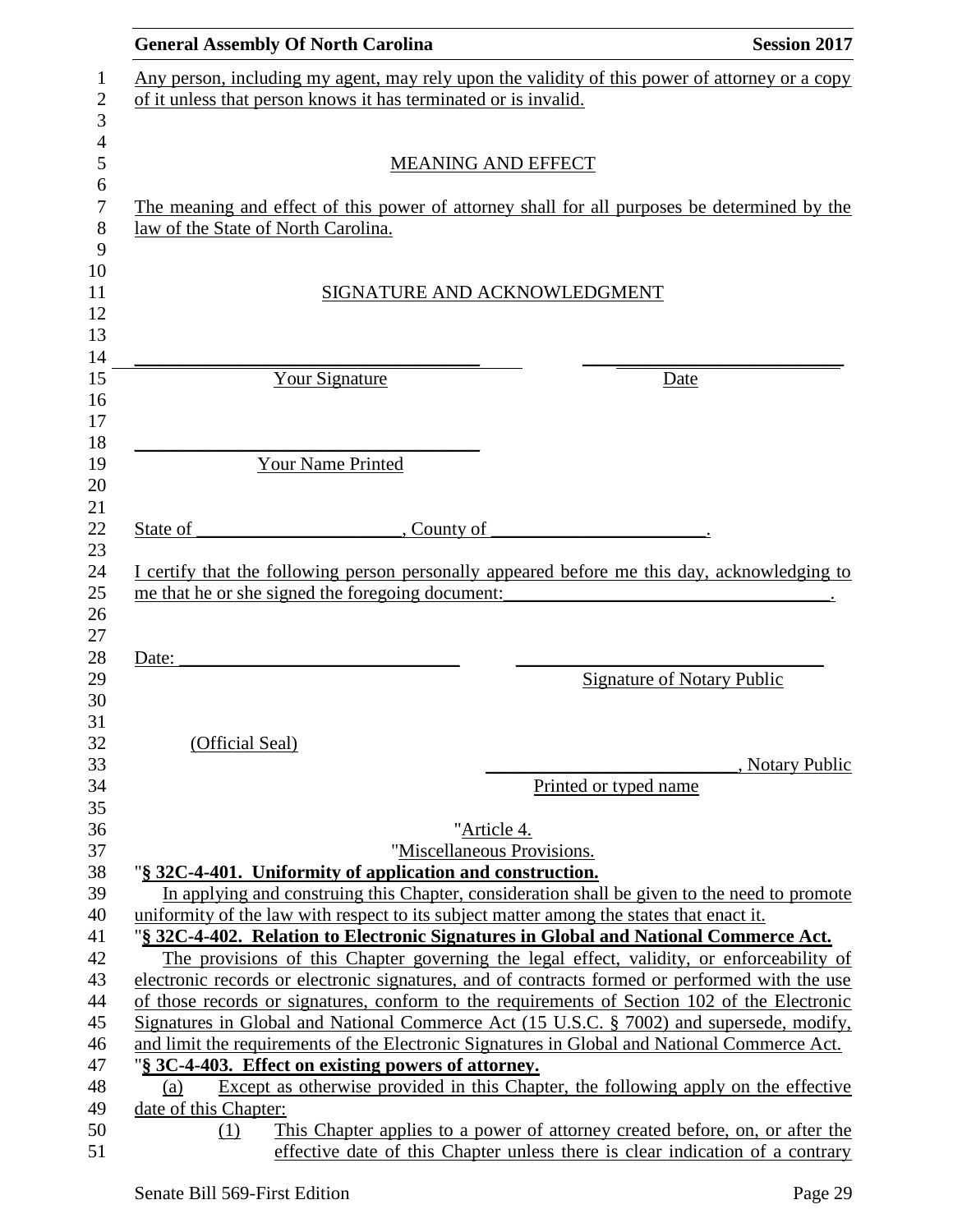Any person, including my agent, may rely upon the validity of this power of attorney or a copy of it unless that person knows it has terminated or is invalid.

MEANING AND EFFECT

The meaning and effect of this power of attorney shall for all purposes be determined by the law of the State of North Carolina.

SIGNATURE AND ACKNOWLEDGMENT

______________________________________ ______________________________
Your Signature Date

______________________________________
Your Name Printed

State of ______________________, County of ______________________.

I certify that the following person personally appeared before me this day, acknowledging to me that he or she signed the foregoing document:___________________________________.

Date: ______________________________ ________________________________
Signature of Notary Public

(Official Seal)
__________________________, Notary Public
Printed or typed name

"Article 4.
"Miscellaneous Provisions.

"**§ 32C-4-401. Uniformity of application and construction.**

In applying and construing this Chapter, consideration shall be given to the need to promote uniformity of the law with respect to its subject matter among the states that enact it.

"**§ 32C-4-402. Relation to Electronic Signatures in Global and National Commerce Act.**

The provisions of this Chapter governing the legal effect, validity, or enforceability of electronic records or electronic signatures, and of contracts formed or performed with the use of those records or signatures, conform to the requirements of Section 102 of the Electronic Signatures in Global and National Commerce Act (15 U.S.C. § 7002) and supersede, modify, and limit the requirements of the Electronic Signatures in Global and National Commerce Act.

"**§ 3C-4-403. Effect on existing powers of attorney.**

(a) Except as otherwise provided in this Chapter, the following apply on the effective date of this Chapter:

(1) This Chapter applies to a power of attorney created before, on, or after the effective date of this Chapter unless there is clear indication of a contrary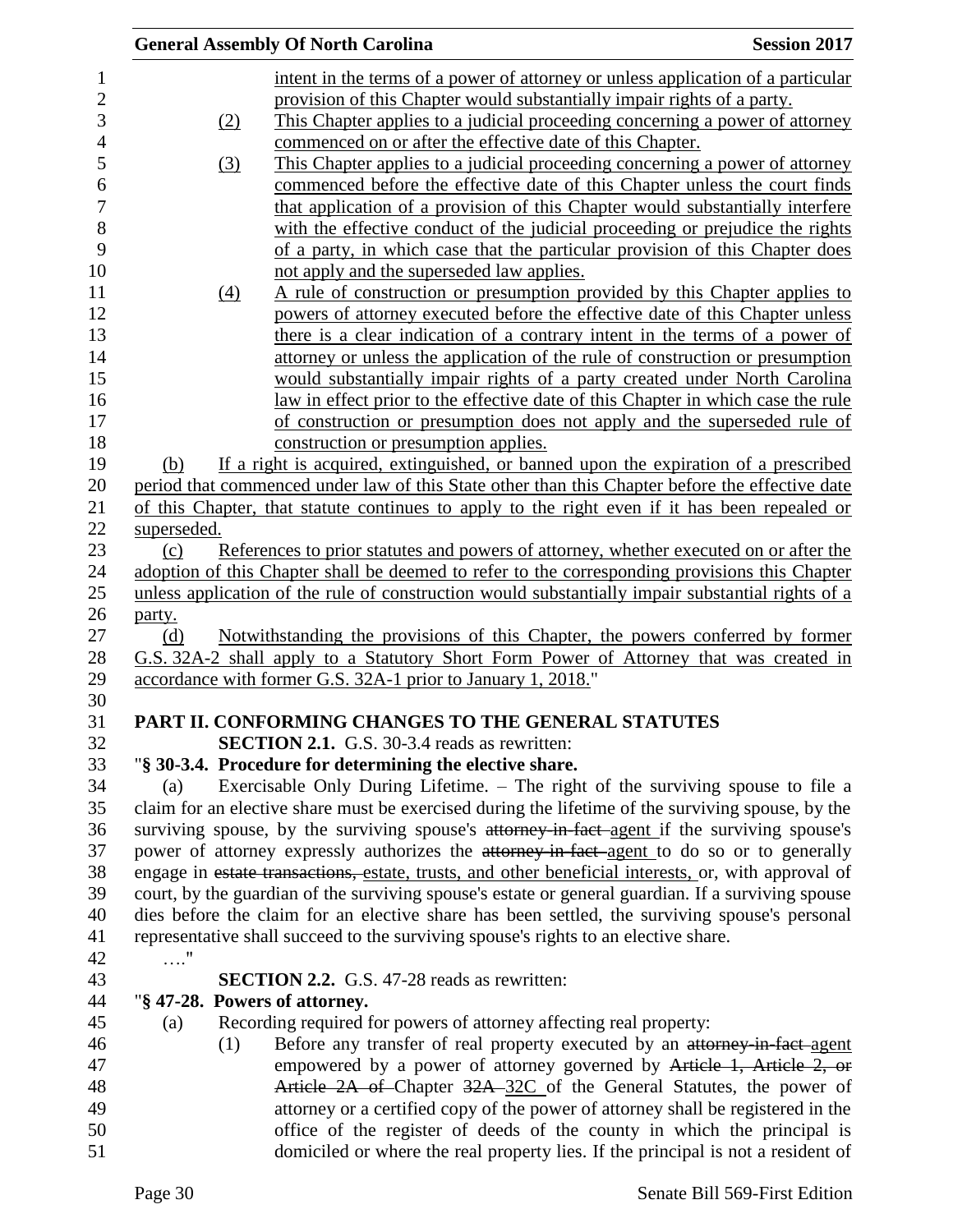intent in the terms of a power of attorney or unless application of a particular provision of this Chapter would substantially impair rights of a party.

(2) This Chapter applies to a judicial proceeding concerning a power of attorney commenced on or after the effective date of this Chapter.

(3) This Chapter applies to a judicial proceeding concerning a power of attorney commenced before the effective date of this Chapter unless the court finds that application of a provision of this Chapter would substantially interfere with the effective conduct of the judicial proceeding or prejudice the rights of a party, in which case that the particular provision of this Chapter does not apply and the superseded law applies.

(4) A rule of construction or presumption provided by this Chapter applies to powers of attorney executed before the effective date of this Chapter unless there is a clear indication of a contrary intent in the terms of a power of attorney or unless the application of the rule of construction or presumption would substantially impair rights of a party created under North Carolina law in effect prior to the effective date of this Chapter in which case the rule of construction or presumption does not apply and the superseded rule of construction or presumption applies.

(b) If a right is acquired, extinguished, or banned upon the expiration of a prescribed period that commenced under law of this State other than this Chapter before the effective date of this Chapter, that statute continues to apply to the right even if it has been repealed or superseded.

(c) References to prior statutes and powers of attorney, whether executed on or after the adoption of this Chapter shall be deemed to refer to the corresponding provisions this Chapter unless application of the rule of construction would substantially impair substantial rights of a party.

(d) Notwithstanding the provisions of this Chapter, the powers conferred by former G.S. 32A-2 shall apply to a Statutory Short Form Power of Attorney that was created in accordance with former G.S. 32A-1 prior to January 1, 2018."

**PART II. CONFORMING CHANGES TO THE GENERAL STATUTES**

**SECTION 2.1.** G.S. 30-3.4 reads as rewritten:

"**§ 30-3.4. Procedure for determining the elective share.**

(a) Exercisable Only During Lifetime. – The right of the surviving spouse to file a claim for an elective share must be exercised during the lifetime of the surviving spouse, by the surviving spouse, by the surviving spouse's ~~attorney-in-fact~~ agent if the surviving spouse's power of attorney expressly authorizes the ~~attorney-in-fact~~ agent to do so or to generally engage in ~~estate transactions,~~ estate, trusts, and other beneficial interests, or, with approval of court, by the guardian of the surviving spouse's estate or general guardian. If a surviving spouse dies before the claim for an elective share has been settled, the surviving spouse's personal representative shall succeed to the surviving spouse's rights to an elective share.

…."

**SECTION 2.2.** G.S. 47-28 reads as rewritten:

"**§ 47-28. Powers of attorney.**

(a) Recording required for powers of attorney affecting real property:

(1) Before any transfer of real property executed by an ~~attorney-in-fact~~ agent empowered by a power of attorney governed by ~~Article 1, Article 2, or Article 2A of~~ Chapter ~~32A~~ 32C of the General Statutes, the power of attorney or a certified copy of the power of attorney shall be registered in the office of the register of deeds of the county in which the principal is domiciled or where the real property lies. If the principal is not a resident of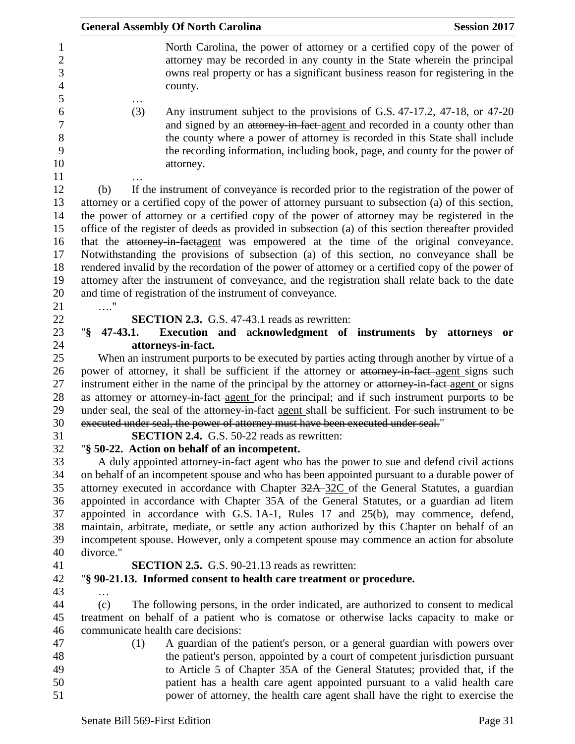North Carolina, the power of attorney or a certified copy of the power of attorney may be recorded in any county in the State wherein the principal owns real property or has a significant business reason for registering in the county.

…

(3) Any instrument subject to the provisions of G.S. 47-17.2, 47-18, or 47-20 and signed by an ~~attorney-in-fact~~ agent and recorded in a county other than the county where a power of attorney is recorded in this State shall include the recording information, including book, page, and county for the power of attorney.

…

(b) If the instrument of conveyance is recorded prior to the registration of the power of attorney or a certified copy of the power of attorney pursuant to subsection (a) of this section, the power of attorney or a certified copy of the power of attorney may be registered in the office of the register of deeds as provided in subsection (a) of this section thereafter provided that the ~~attorney-in-fact~~agent was empowered at the time of the original conveyance. Notwithstanding the provisions of subsection (a) of this section, no conveyance shall be rendered invalid by the recordation of the power of attorney or a certified copy of the power of attorney after the instrument of conveyance, and the registration shall relate back to the date and time of registration of the instrument of conveyance.

…."

**SECTION 2.3.** G.S. 47-43.1 reads as rewritten:

"**§ 47-43.1. Execution and acknowledgment of instruments by attorneys or attorneys-in-fact.**

When an instrument purports to be executed by parties acting through another by virtue of a power of attorney, it shall be sufficient if the attorney or ~~attorney-in-fact~~ agent signs such instrument either in the name of the principal by the attorney or ~~attorney-in-fact~~ agent or signs as attorney or ~~attorney-in-fact~~ agent for the principal; and if such instrument purports to be under seal, the seal of the ~~attorney-in-fact~~ agent shall be sufficient. ~~For such instrument to be executed under seal, the power of attorney must have been executed under seal.~~"

**SECTION 2.4.** G.S. 50-22 reads as rewritten:

"**§ 50-22. Action on behalf of an incompetent.**

A duly appointed ~~attorney-in-fact~~ agent who has the power to sue and defend civil actions on behalf of an incompetent spouse and who has been appointed pursuant to a durable power of attorney executed in accordance with Chapter ~~32A~~ 32C of the General Statutes, a guardian appointed in accordance with Chapter 35A of the General Statutes, or a guardian ad litem appointed in accordance with G.S. 1A-1, Rules 17 and 25(b), may commence, defend, maintain, arbitrate, mediate, or settle any action authorized by this Chapter on behalf of an incompetent spouse. However, only a competent spouse may commence an action for absolute divorce."

**SECTION 2.5.** G.S. 90-21.13 reads as rewritten:

"**§ 90-21.13. Informed consent to health care treatment or procedure.**

…

(c) The following persons, in the order indicated, are authorized to consent to medical treatment on behalf of a patient who is comatose or otherwise lacks capacity to make or communicate health care decisions:

(1) A guardian of the patient's person, or a general guardian with powers over the patient's person, appointed by a court of competent jurisdiction pursuant to Article 5 of Chapter 35A of the General Statutes; provided that, if the patient has a health care agent appointed pursuant to a valid health care power of attorney, the health care agent shall have the right to exercise the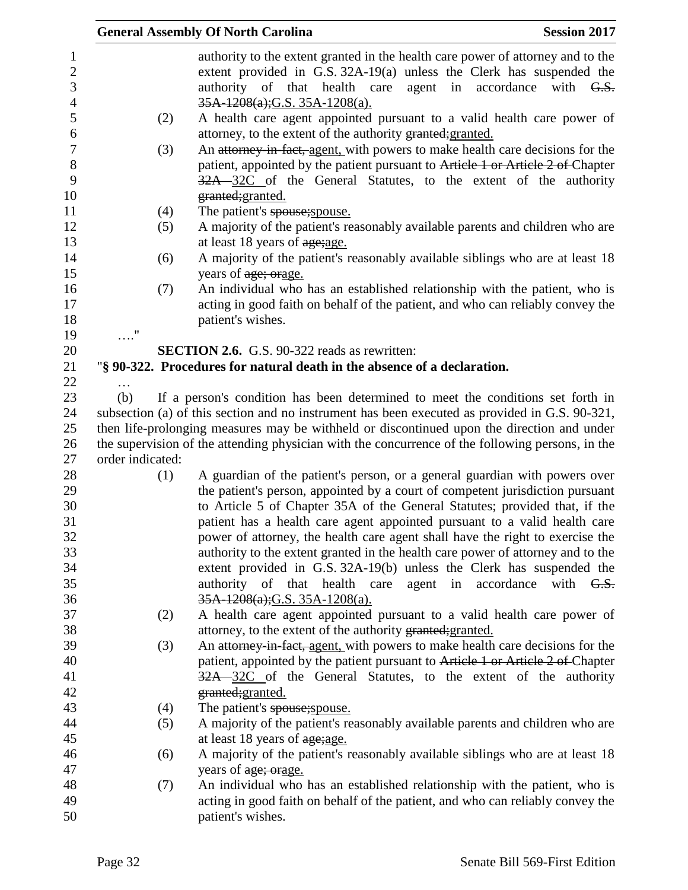authority to the extent granted in the health care power of attorney and to the extent provided in G.S. 32A-19(a) unless the Clerk has suspended the authority of that health care agent in accordance with ~~G.S. 35A-1208(a);~~G.S. 35A-1208(a).

(2) A health care agent appointed pursuant to a valid health care power of attorney, to the extent of the authority ~~granted;~~granted.

(3) An ~~attorney-in-fact,~~ agent, with powers to make health care decisions for the patient, appointed by the patient pursuant to ~~Article 1 or Article 2 of~~ Chapter ~~32A~~ 32C of the General Statutes, to the extent of the authority ~~granted;~~granted.

(4) The patient's ~~spouse;~~spouse.

(5) A majority of the patient's reasonably available parents and children who are at least 18 years of ~~age;~~age.

(6) A majority of the patient's reasonably available siblings who are at least 18 years of ~~age; or~~age.

(7) An individual who has an established relationship with the patient, who is acting in good faith on behalf of the patient, and who can reliably convey the patient's wishes.

…."

**SECTION 2.6.** G.S. 90-322 reads as rewritten:

"**§ 90-322. Procedures for natural death in the absence of a declaration.**

…

(b) If a person's condition has been determined to meet the conditions set forth in subsection (a) of this section and no instrument has been executed as provided in G.S. 90-321, then life-prolonging measures may be withheld or discontinued upon the direction and under the supervision of the attending physician with the concurrence of the following persons, in the order indicated:

(1) A guardian of the patient's person, or a general guardian with powers over the patient's person, appointed by a court of competent jurisdiction pursuant to Article 5 of Chapter 35A of the General Statutes; provided that, if the patient has a health care agent appointed pursuant to a valid health care power of attorney, the health care agent shall have the right to exercise the authority to the extent granted in the health care power of attorney and to the extent provided in G.S. 32A-19(b) unless the Clerk has suspended the authority of that health care agent in accordance with ~~G.S. 35A-1208(a);~~G.S. 35A-1208(a).

(2) A health care agent appointed pursuant to a valid health care power of attorney, to the extent of the authority ~~granted;~~granted.

(3) An ~~attorney-in-fact,~~ agent, with powers to make health care decisions for the patient, appointed by the patient pursuant to ~~Article 1 or Article 2 of~~ Chapter ~~32A~~ 32C of the General Statutes, to the extent of the authority ~~granted;~~granted.

(4) The patient's ~~spouse;~~spouse.

(5) A majority of the patient's reasonably available parents and children who are at least 18 years of ~~age;~~age.

(6) A majority of the patient's reasonably available siblings who are at least 18 years of ~~age; or~~age.

(7) An individual who has an established relationship with the patient, who is acting in good faith on behalf of the patient, and who can reliably convey the patient's wishes.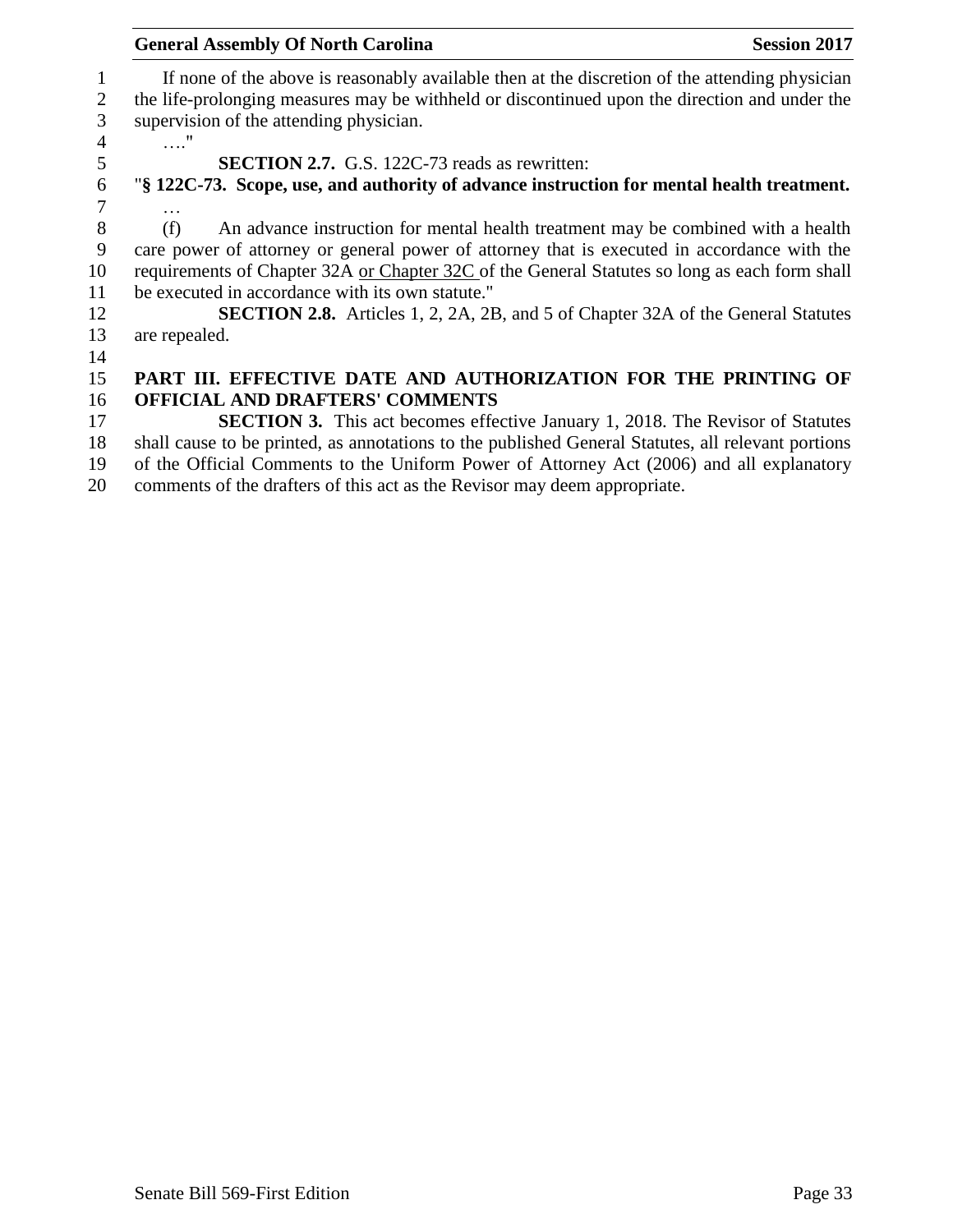If none of the above is reasonably available then at the discretion of the attending physician the life-prolonging measures may be withheld or discontinued upon the direction and under the supervision of the attending physician.

…."

**SECTION 2.7.** G.S. 122C-73 reads as rewritten:

"**§ 122C-73. Scope, use, and authority of advance instruction for mental health treatment.**

…

(f) An advance instruction for mental health treatment may be combined with a health care power of attorney or general power of attorney that is executed in accordance with the requirements of Chapter 32A <u>or Chapter 32C</u> of the General Statutes so long as each form shall be executed in accordance with its own statute."

**SECTION 2.8.** Articles 1, 2, 2A, 2B, and 5 of Chapter 32A of the General Statutes are repealed.

## PART III. EFFECTIVE DATE AND AUTHORIZATION FOR THE PRINTING OF OFFICIAL AND DRAFTERS' COMMENTS

**SECTION 3.** This act becomes effective January 1, 2018. The Revisor of Statutes shall cause to be printed, as annotations to the published General Statutes, all relevant portions of the Official Comments to the Uniform Power of Attorney Act (2006) and all explanatory comments of the drafters of this act as the Revisor may deem appropriate.